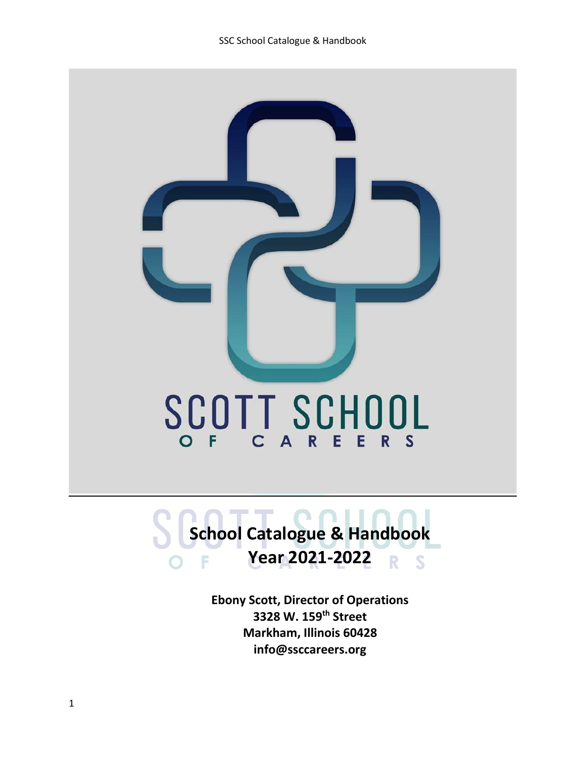SCOTT SCHOOL

OF CAREERS

# School Catalogue & Handbook
# Year 2021-2022

**Ebony Scott, Director of Operations**
**3328 W. 159th Street**
**Markham, Illinois 60428**
**info@ssccareers.org**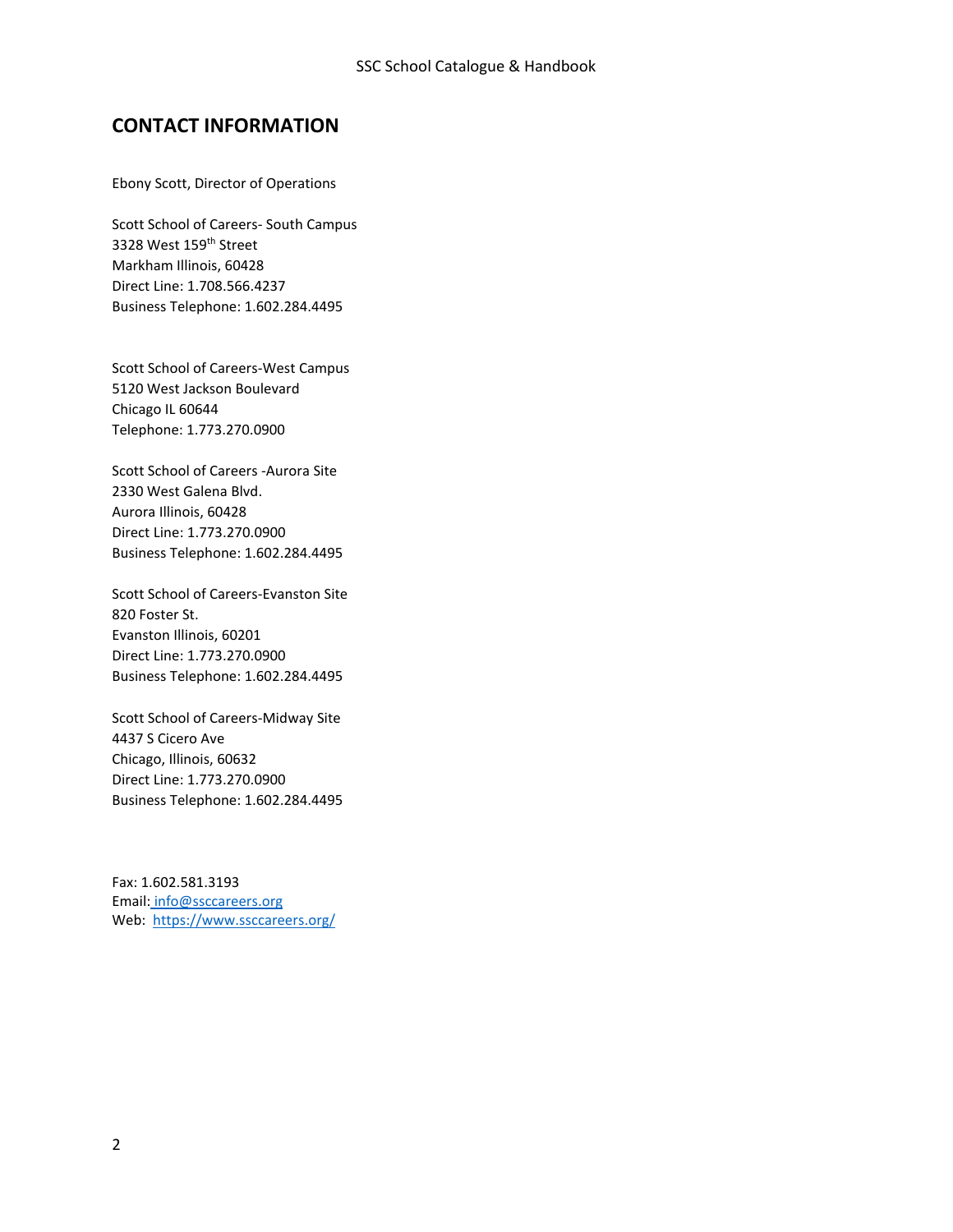## CONTACT INFORMATION

Ebony Scott, Director of Operations

Scott School of Careers- South Campus
3328 West 159th Street
Markham Illinois, 60428
Direct Line: 1.708.566.4237
Business Telephone: 1.602.284.4495

Scott School of Careers-West Campus
5120 West Jackson Boulevard
Chicago IL 60644
Telephone: 1.773.270.0900

Scott School of Careers -Aurora Site
2330 West Galena Blvd.
Aurora Illinois, 60428
Direct Line: 1.773.270.0900
Business Telephone: 1.602.284.4495

Scott School of Careers-Evanston Site
820 Foster St.
Evanston Illinois, 60201
Direct Line: 1.773.270.0900
Business Telephone: 1.602.284.4495

Scott School of Careers-Midway Site
4437 S Cicero Ave
Chicago, Illinois, 60632
Direct Line: 1.773.270.0900
Business Telephone: 1.602.284.4495

Fax: 1.602.581.3193
Email: info@ssccareers.org
Web: https://www.ssccareers.org/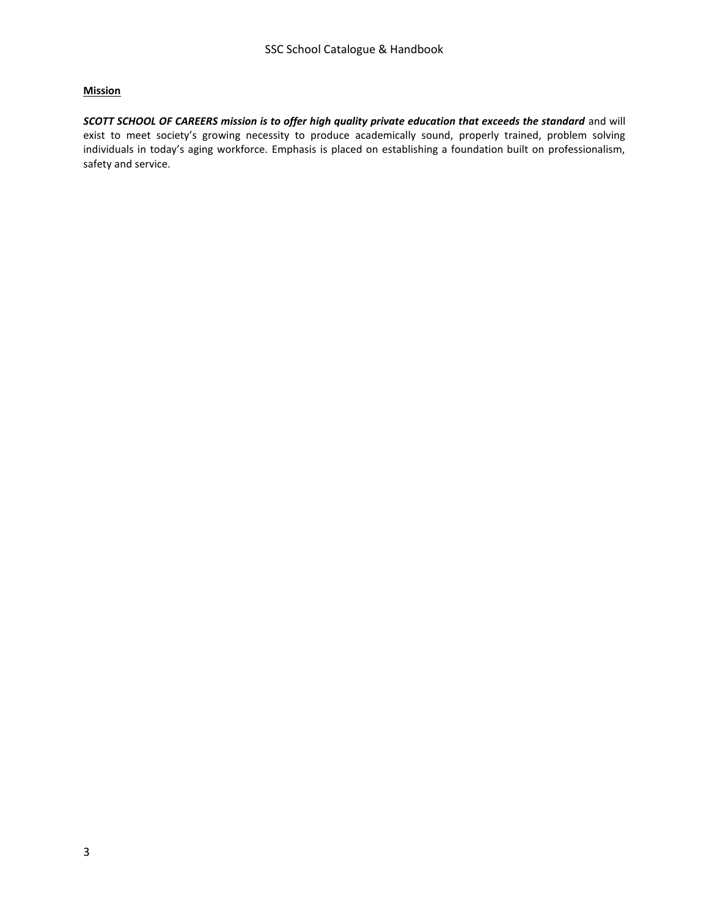**Mission**

***SCOTT SCHOOL OF CAREERS mission is to offer high quality private education that exceeds the standard*** and will exist to meet society's growing necessity to produce academically sound, properly trained, problem solving individuals in today's aging workforce. Emphasis is placed on establishing a foundation built on professionalism, safety and service.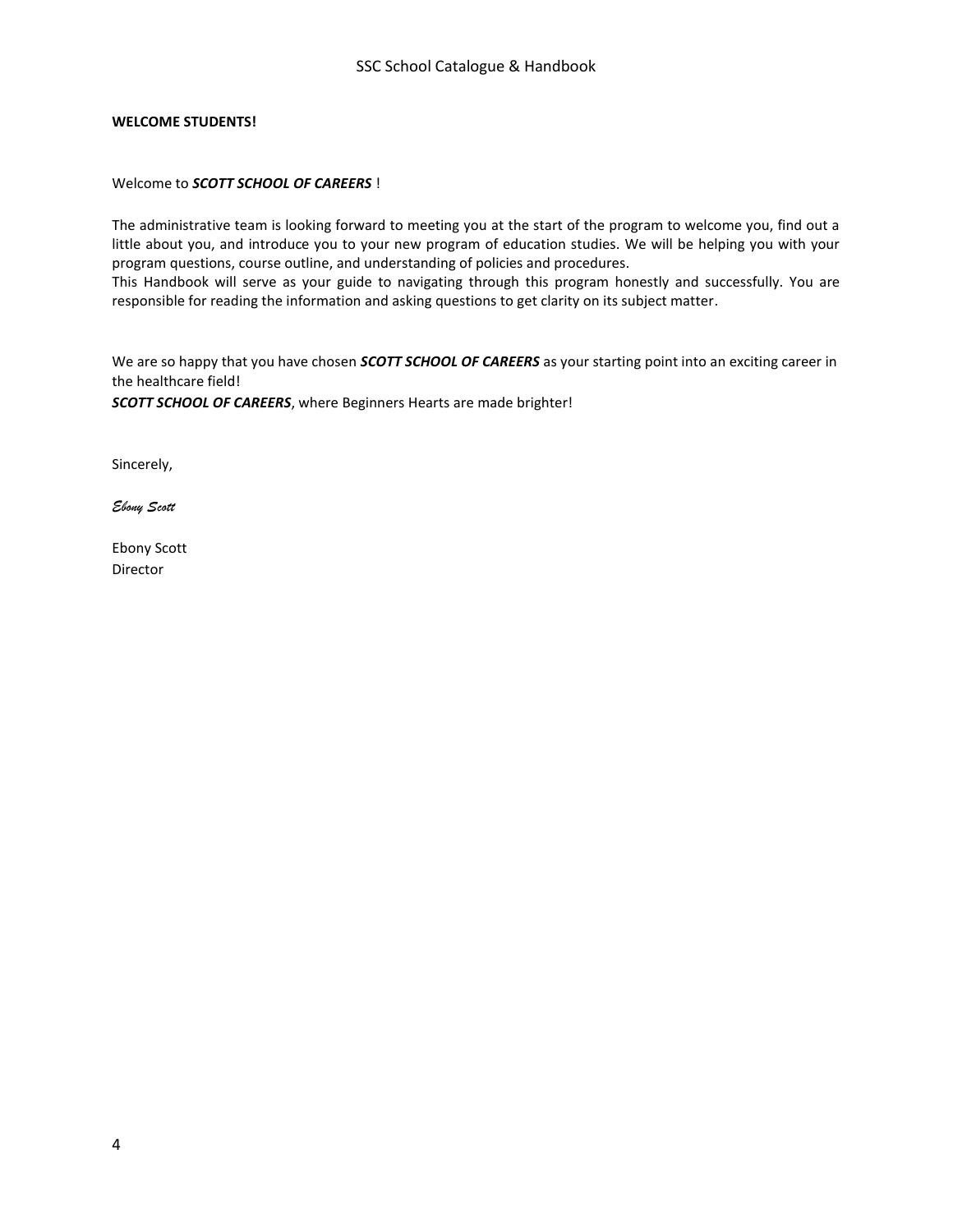**WELCOME STUDENTS!**

Welcome to ***SCOTT SCHOOL OF CAREERS*** !

The administrative team is looking forward to meeting you at the start of the program to welcome you, find out a little about you, and introduce you to your new program of education studies. We will be helping you with your program questions, course outline, and understanding of policies and procedures.
This Handbook will serve as your guide to navigating through this program honestly and successfully. You are responsible for reading the information and asking questions to get clarity on its subject matter.

We are so happy that you have chosen ***SCOTT SCHOOL OF CAREERS*** as your starting point into an exciting career in the healthcare field!
***SCOTT SCHOOL OF CAREERS***, where Beginners Hearts are made brighter!

Sincerely,

*Ebony Scott*

Ebony Scott
Director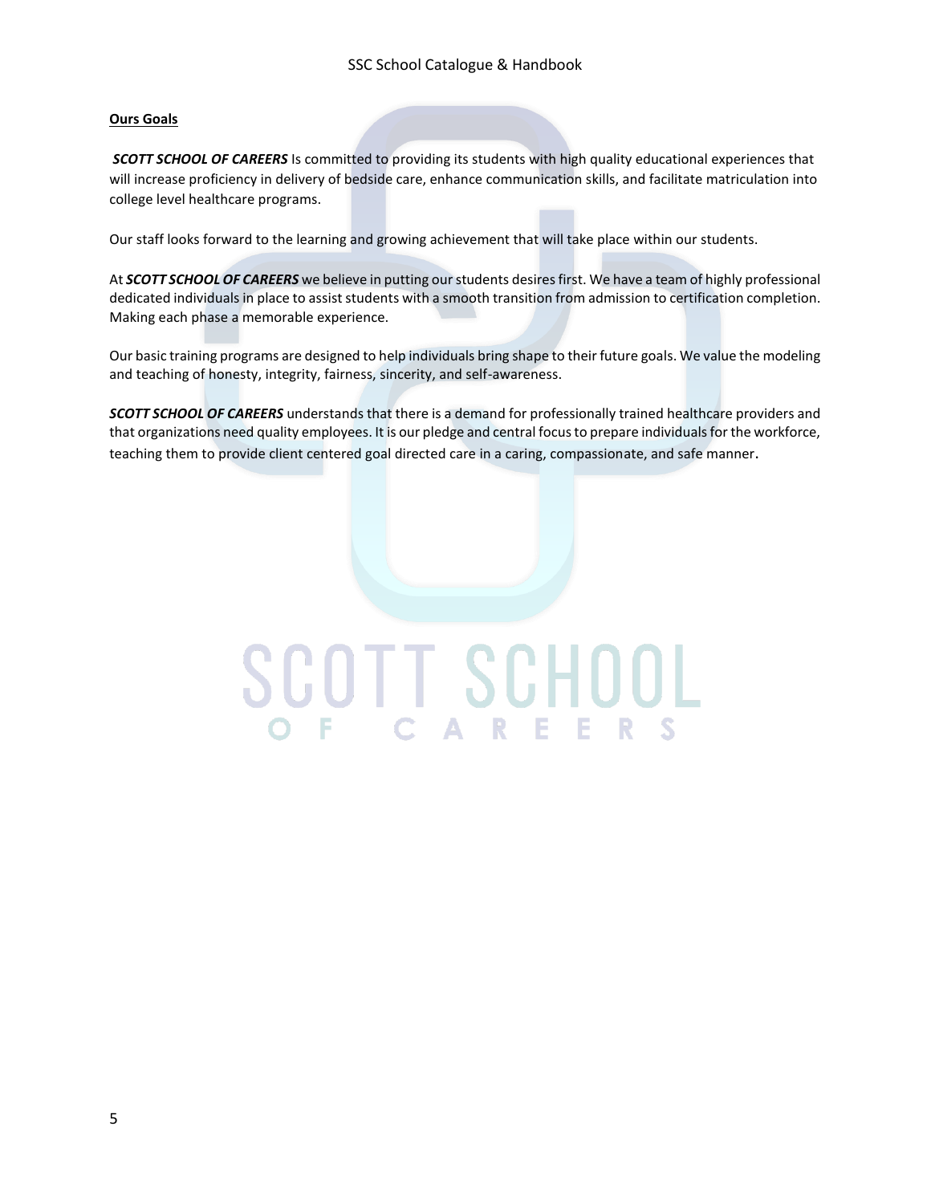## Ours Goals

***SCOTT SCHOOL OF CAREERS*** Is committed to providing its students with high quality educational experiences that will increase proficiency in delivery of bedside care, enhance communication skills, and facilitate matriculation into college level healthcare programs.

Our staff looks forward to the learning and growing achievement that will take place within our students.

At ***SCOTT SCHOOL OF CAREERS*** we believe in putting our students desires first. We have a team of highly professional dedicated individuals in place to assist students with a smooth transition from admission to certification completion. Making each phase a memorable experience.

Our basic training programs are designed to help individuals bring shape to their future goals. We value the modeling and teaching of honesty, integrity, fairness, sincerity, and self-awareness.

***SCOTT SCHOOL OF CAREERS*** understands that there is a demand for professionally trained healthcare providers and that organizations need quality employees. It is our pledge and central focus to prepare individuals for the workforce, teaching them to provide client centered goal directed care in a caring, compassionate, and safe manner.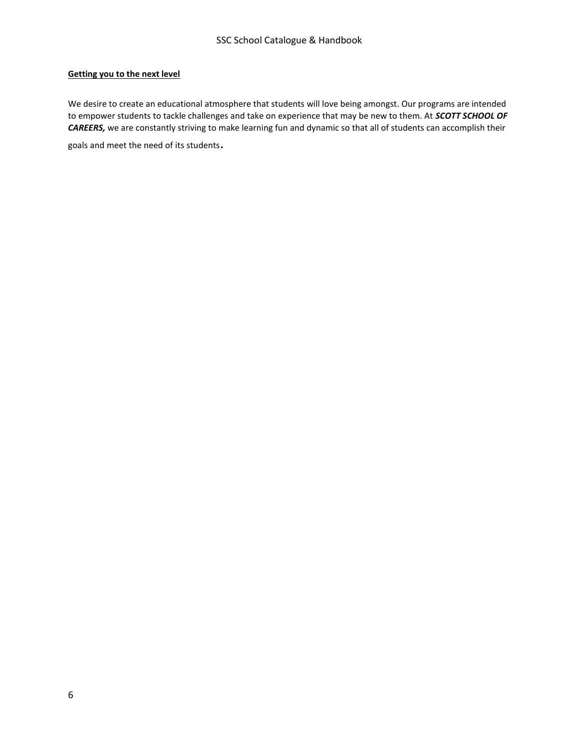**Getting you to the next level**

We desire to create an educational atmosphere that students will love being amongst. Our programs are intended to empower students to tackle challenges and take on experience that may be new to them. At ***SCOTT SCHOOL OF CAREERS,*** we are constantly striving to make learning fun and dynamic so that all of students can accomplish their goals and meet the need of its students.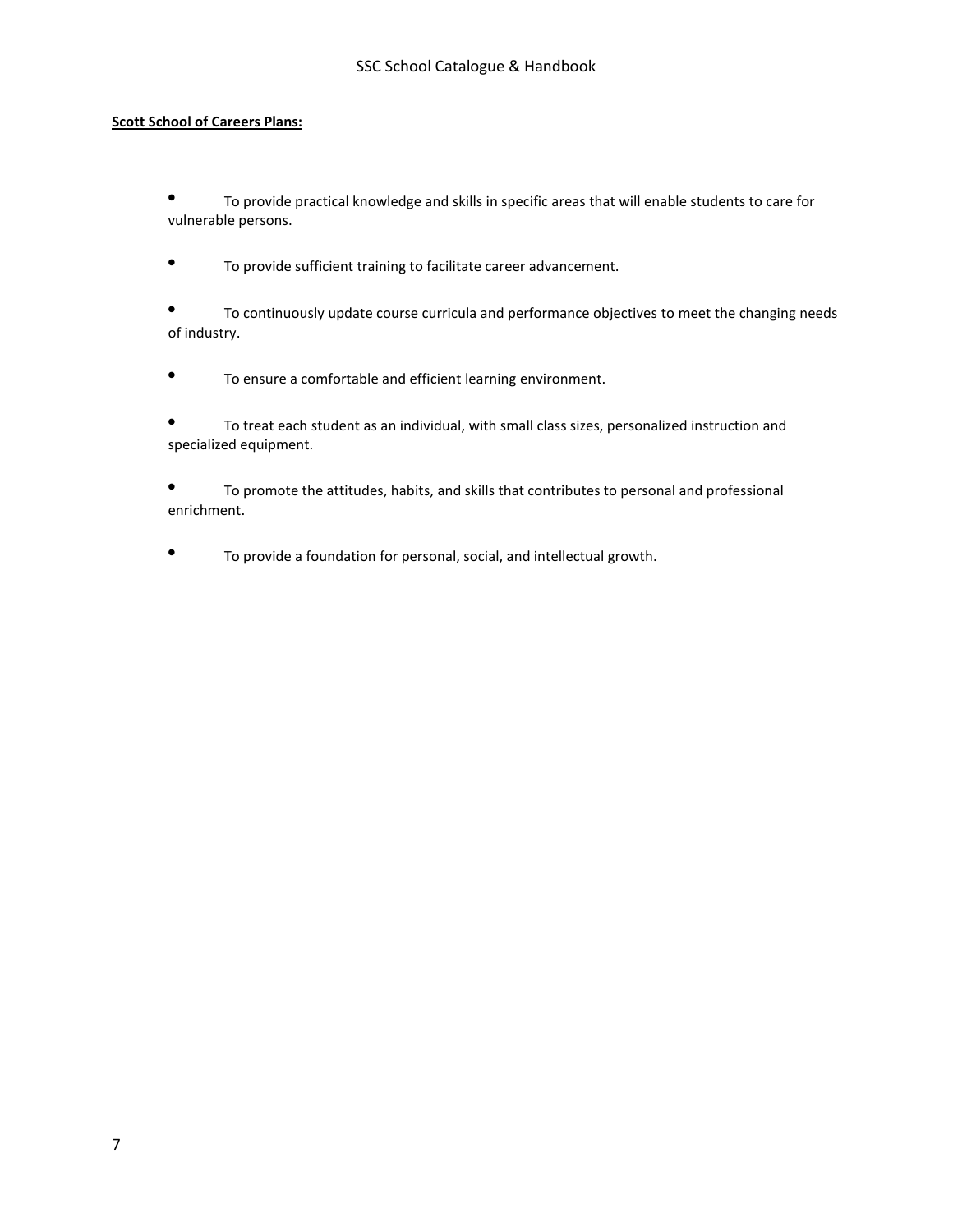**Scott School of Careers Plans:**

- To provide practical knowledge and skills in specific areas that will enable students to care for vulnerable persons.

- To provide sufficient training to facilitate career advancement.

- To continuously update course curricula and performance objectives to meet the changing needs of industry.

- To ensure a comfortable and efficient learning environment.

- To treat each student as an individual, with small class sizes, personalized instruction and specialized equipment.

- To promote the attitudes, habits, and skills that contributes to personal and professional enrichment.

- To provide a foundation for personal, social, and intellectual growth.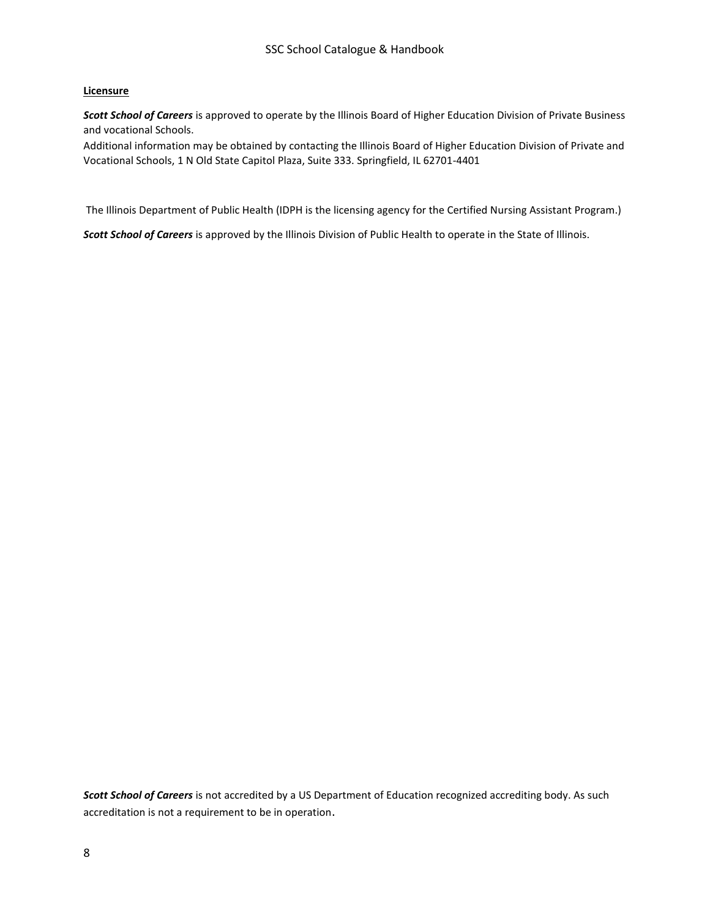**Licensure**

***Scott School of Careers*** is approved to operate by the Illinois Board of Higher Education Division of Private Business and vocational Schools.
Additional information may be obtained by contacting the Illinois Board of Higher Education Division of Private and Vocational Schools, 1 N Old State Capitol Plaza, Suite 333. Springfield, IL 62701-4401

The Illinois Department of Public Health (IDPH is the licensing agency for the Certified Nursing Assistant Program.)

***Scott School of Careers*** is approved by the Illinois Division of Public Health to operate in the State of Illinois.

***Scott School of Careers*** is not accredited by a US Department of Education recognized accrediting body. As such accreditation is not a requirement to be in operation.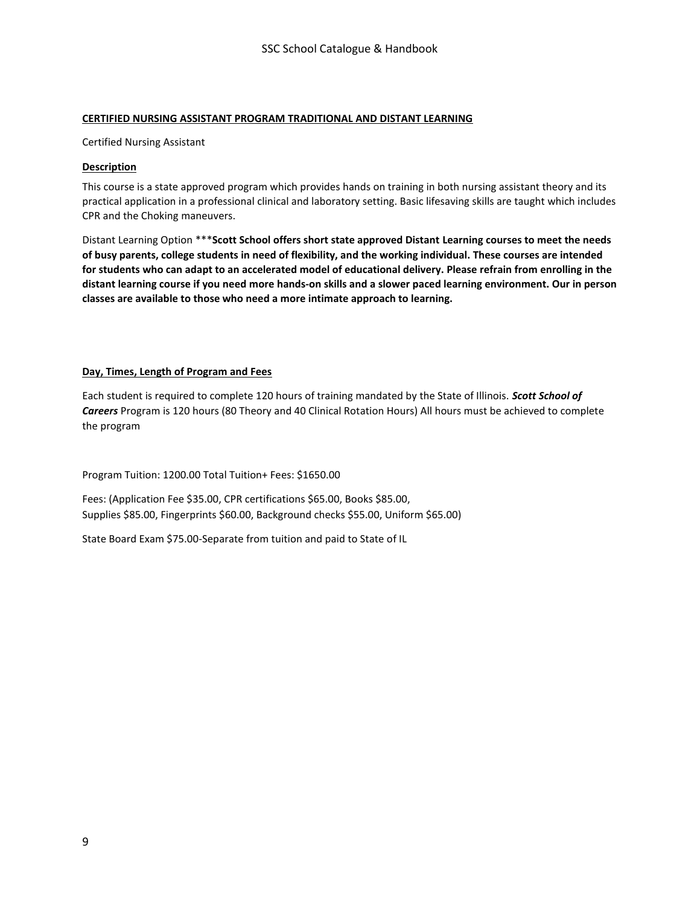**CERTIFIED NURSING ASSISTANT PROGRAM TRADITIONAL AND DISTANT LEARNING**

Certified Nursing Assistant

**Description**

This course is a state approved program which provides hands on training in both nursing assistant theory and its practical application in a professional clinical and laboratory setting. Basic lifesaving skills are taught which includes CPR and the Choking maneuvers.

Distant Learning Option \*\*\***Scott School offers short state approved Distant Learning courses to meet the needs of busy parents, college students in need of flexibility, and the working individual. These courses are intended for students who can adapt to an accelerated model of educational delivery. Please refrain from enrolling in the distant learning course if you need more hands-on skills and a slower paced learning environment. Our in person classes are available to those who need a more intimate approach to learning.**

**Day, Times, Length of Program and Fees**

Each student is required to complete 120 hours of training mandated by the State of Illinois. ***Scott School of Careers*** Program is 120 hours (80 Theory and 40 Clinical Rotation Hours) All hours must be achieved to complete the program

Program Tuition: 1200.00 Total Tuition+ Fees: $1650.00

Fees: (Application Fee $35.00, CPR certifications $65.00, Books $85.00, Supplies $85.00, Fingerprints $60.00, Background checks $55.00, Uniform $65.00)

State Board Exam $75.00-Separate from tuition and paid to State of IL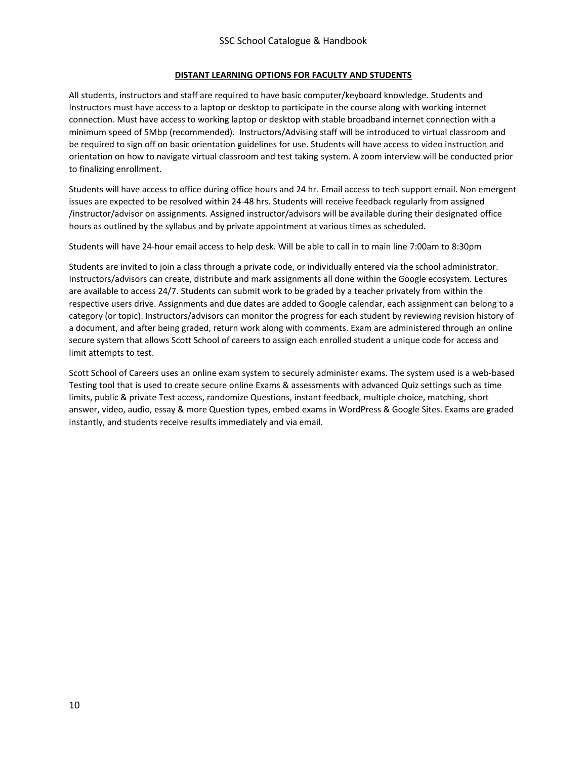## DISTANT LEARNING OPTIONS FOR FACULTY AND STUDENTS

All students, instructors and staff are required to have basic computer/keyboard knowledge. Students and Instructors must have access to a laptop or desktop to participate in the course along with working internet connection. Must have access to working laptop or desktop with stable broadband internet connection with a minimum speed of 5Mbp (recommended). Instructors/Advising staff will be introduced to virtual classroom and be required to sign off on basic orientation guidelines for use. Students will have access to video instruction and orientation on how to navigate virtual classroom and test taking system. A zoom interview will be conducted prior to finalizing enrollment.

Students will have access to office during office hours and 24 hr. Email access to tech support email. Non emergent issues are expected to be resolved within 24-48 hrs. Students will receive feedback regularly from assigned /instructor/advisor on assignments. Assigned instructor/advisors will be available during their designated office hours as outlined by the syllabus and by private appointment at various times as scheduled.

Students will have 24-hour email access to help desk. Will be able to call in to main line 7:00am to 8:30pm

Students are invited to join a class through a private code, or individually entered via the school administrator. Instructors/advisors can create, distribute and mark assignments all done within the Google ecosystem. Lectures are available to access 24/7. Students can submit work to be graded by a teacher privately from within the respective users drive. Assignments and due dates are added to Google calendar, each assignment can belong to a category (or topic). Instructors/advisors can monitor the progress for each student by reviewing revision history of a document, and after being graded, return work along with comments. Exam are administered through an online secure system that allows Scott School of careers to assign each enrolled student a unique code for access and limit attempts to test.

Scott School of Careers uses an online exam system to securely administer exams. The system used is a web-based Testing tool that is used to create secure online Exams & assessments with advanced Quiz settings such as time limits, public & private Test access, randomize Questions, instant feedback, multiple choice, matching, short answer, video, audio, essay & more Question types, embed exams in WordPress & Google Sites. Exams are graded instantly, and students receive results immediately and via email.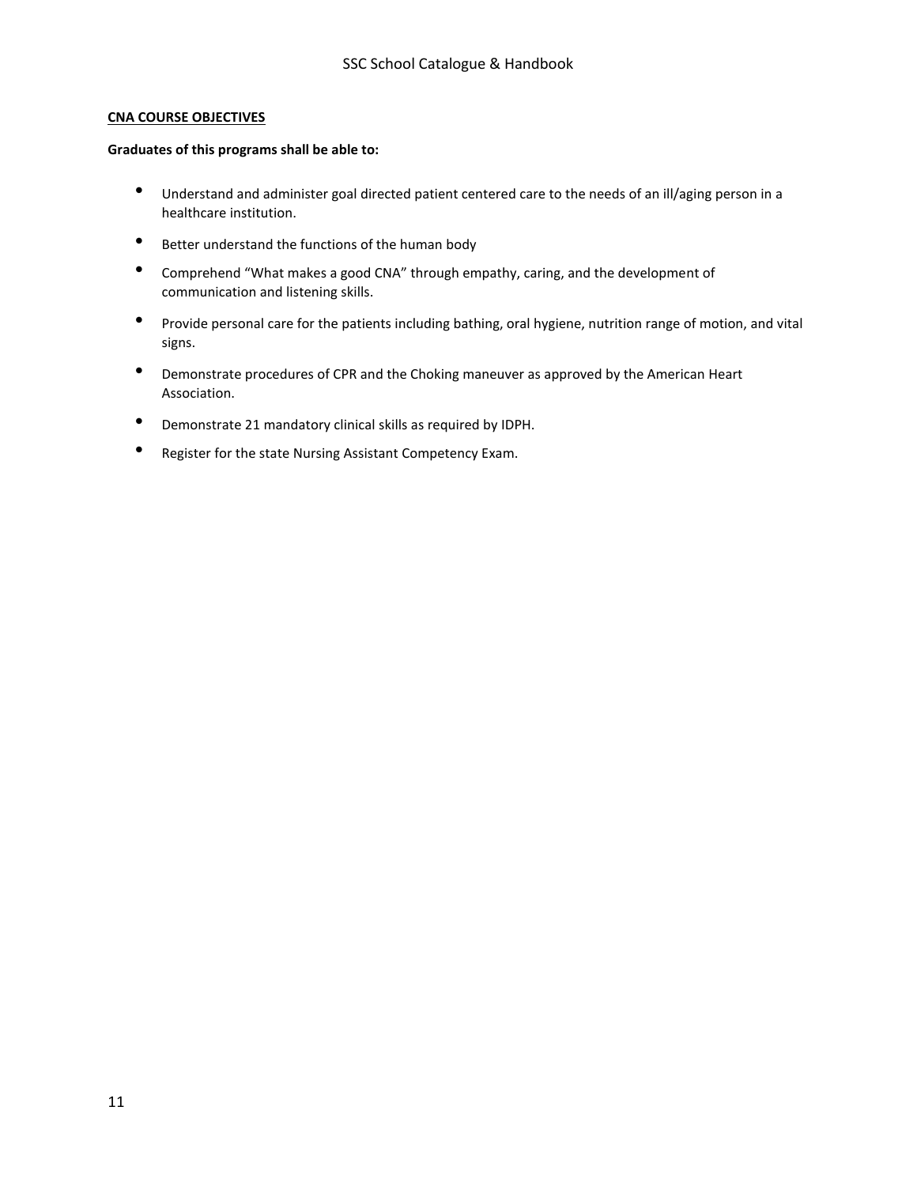**CNA COURSE OBJECTIVES**

**Graduates of this programs shall be able to:**

- Understand and administer goal directed patient centered care to the needs of an ill/aging person in a healthcare institution.
- Better understand the functions of the human body
- Comprehend "What makes a good CNA" through empathy, caring, and the development of communication and listening skills.
- Provide personal care for the patients including bathing, oral hygiene, nutrition range of motion, and vital signs.
- Demonstrate procedures of CPR and the Choking maneuver as approved by the American Heart Association.
- Demonstrate 21 mandatory clinical skills as required by IDPH.
- Register for the state Nursing Assistant Competency Exam.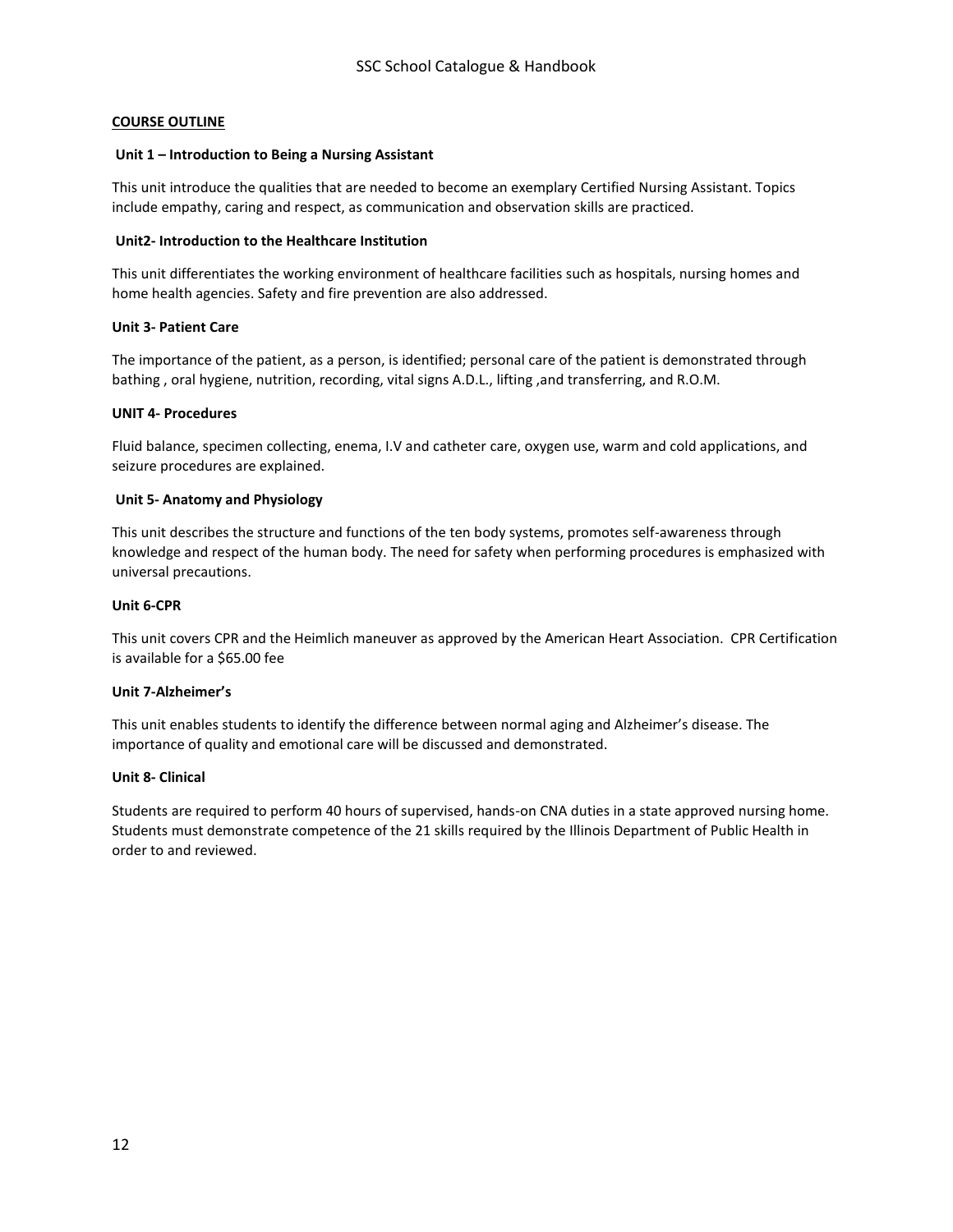**COURSE OUTLINE**

**Unit 1 – Introduction to Being a Nursing Assistant**

This unit introduce the qualities that are needed to become an exemplary Certified Nursing Assistant. Topics include empathy, caring and respect, as communication and observation skills are practiced.

**Unit2- Introduction to the Healthcare Institution**

This unit differentiates the working environment of healthcare facilities such as hospitals, nursing homes and home health agencies. Safety and fire prevention are also addressed.

**Unit 3- Patient Care**

The importance of the patient, as a person, is identified; personal care of the patient is demonstrated through bathing , oral hygiene, nutrition, recording, vital signs A.D.L., lifting ,and transferring, and R.O.M.

**UNIT 4- Procedures**

Fluid balance, specimen collecting, enema, I.V and catheter care, oxygen use, warm and cold applications, and seizure procedures are explained.

**Unit 5- Anatomy and Physiology**

This unit describes the structure and functions of the ten body systems, promotes self-awareness through knowledge and respect of the human body. The need for safety when performing procedures is emphasized with universal precautions.

**Unit 6-CPR**

This unit covers CPR and the Heimlich maneuver as approved by the American Heart Association. CPR Certification is available for a $65.00 fee

**Unit 7-Alzheimer's**

This unit enables students to identify the difference between normal aging and Alzheimer's disease. The importance of quality and emotional care will be discussed and demonstrated.

**Unit 8- Clinical**

Students are required to perform 40 hours of supervised, hands-on CNA duties in a state approved nursing home. Students must demonstrate competence of the 21 skills required by the Illinois Department of Public Health in order to and reviewed.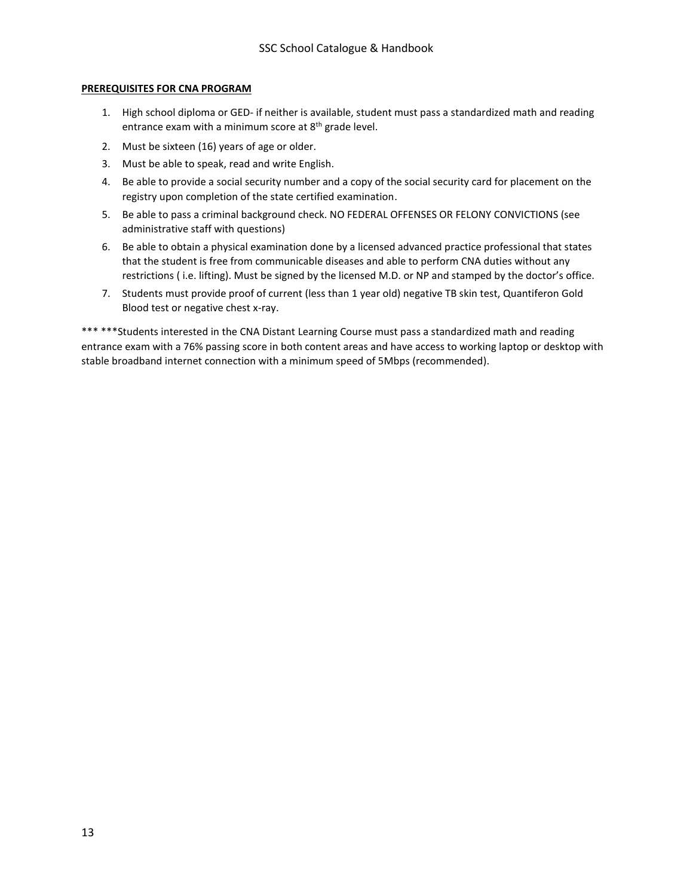**PREREQUISITES FOR CNA PROGRAM**

1. High school diploma or GED- if neither is available, student must pass a standardized math and reading entrance exam with a minimum score at 8th grade level.
2. Must be sixteen (16) years of age or older.
3. Must be able to speak, read and write English.
4. Be able to provide a social security number and a copy of the social security card for placement on the registry upon completion of the state certified examination.
5. Be able to pass a criminal background check. NO FEDERAL OFFENSES OR FELONY CONVICTIONS (see administrative staff with questions)
6. Be able to obtain a physical examination done by a licensed advanced practice professional that states that the student is free from communicable diseases and able to perform CNA duties without any restrictions ( i.e. lifting). Must be signed by the licensed M.D. or NP and stamped by the doctor's office.
7. Students must provide proof of current (less than 1 year old) negative TB skin test, Quantiferon Gold Blood test or negative chest x-ray.

*** ***Students interested in the CNA Distant Learning Course must pass a standardized math and reading entrance exam with a 76% passing score in both content areas and have access to working laptop or desktop with stable broadband internet connection with a minimum speed of 5Mbps (recommended).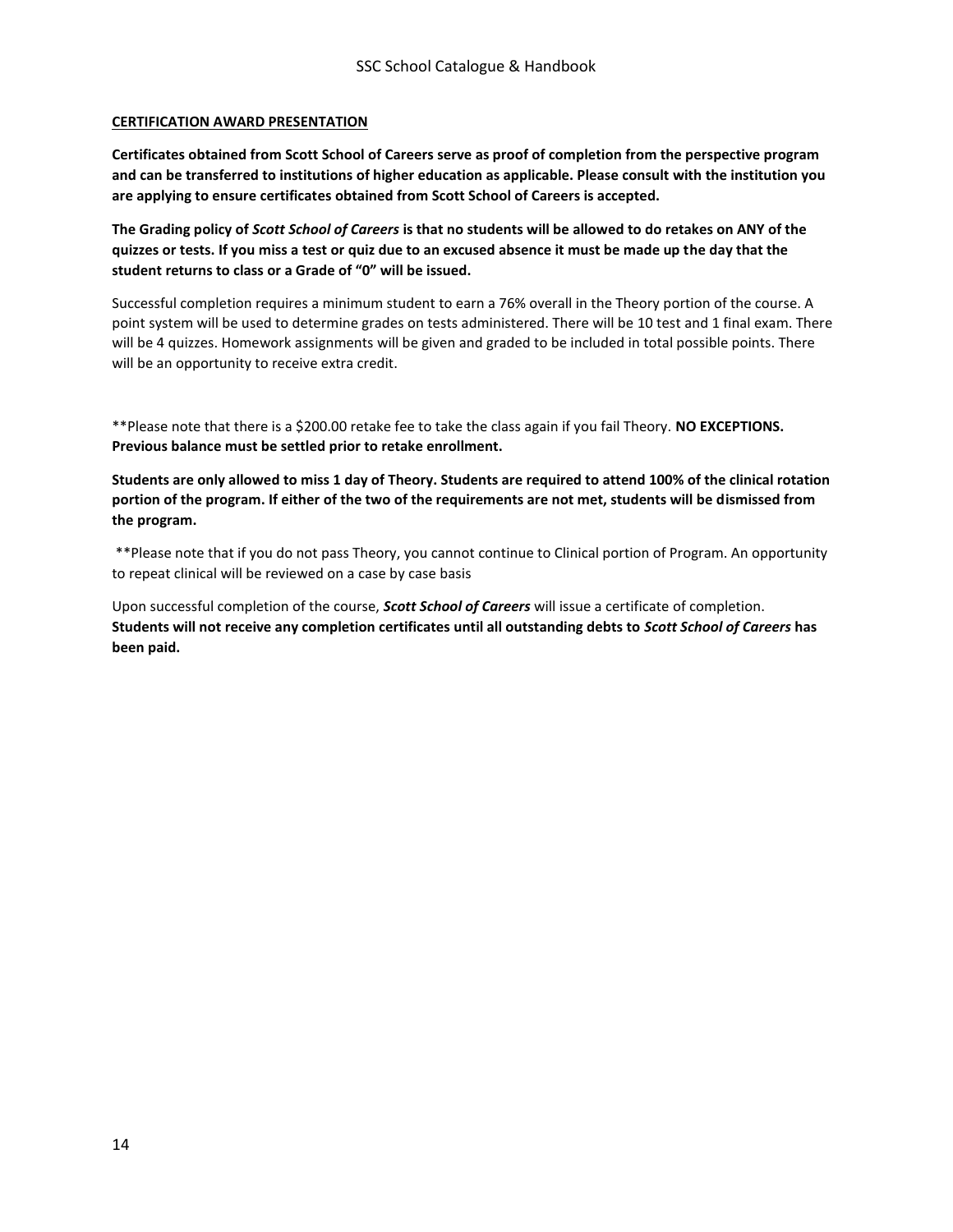## CERTIFICATION AWARD PRESENTATION

**Certificates obtained from Scott School of Careers serve as proof of completion from the perspective program and can be transferred to institutions of higher education as applicable. Please consult with the institution you are applying to ensure certificates obtained from Scott School of Careers is accepted.**

**The Grading policy of *Scott School of Careers* is that no students will be allowed to do retakes on ANY of the quizzes or tests. If you miss a test or quiz due to an excused absence it must be made up the day that the student returns to class or a Grade of "0" will be issued.**

Successful completion requires a minimum student to earn a 76% overall in the Theory portion of the course. A point system will be used to determine grades on tests administered. There will be 10 test and 1 final exam. There will be 4 quizzes. Homework assignments will be given and graded to be included in total possible points. There will be an opportunity to receive extra credit.

**Please note that there is a $200.00 retake fee to take the class again if you fail Theory. **NO EXCEPTIONS. Previous balance must be settled prior to retake enrollment.**

**Students are only allowed to miss 1 day of Theory. Students are required to attend 100% of the clinical rotation portion of the program. If either of the two of the requirements are not met, students will be dismissed from the program.**

**Please note that if you do not pass Theory, you cannot continue to Clinical portion of Program. An opportunity to repeat clinical will be reviewed on a case by case basis

Upon successful completion of the course, ***Scott School of Careers*** will issue a certificate of completion. **Students will not receive any completion certificates until all outstanding debts to *Scott School of Careers* has been paid.**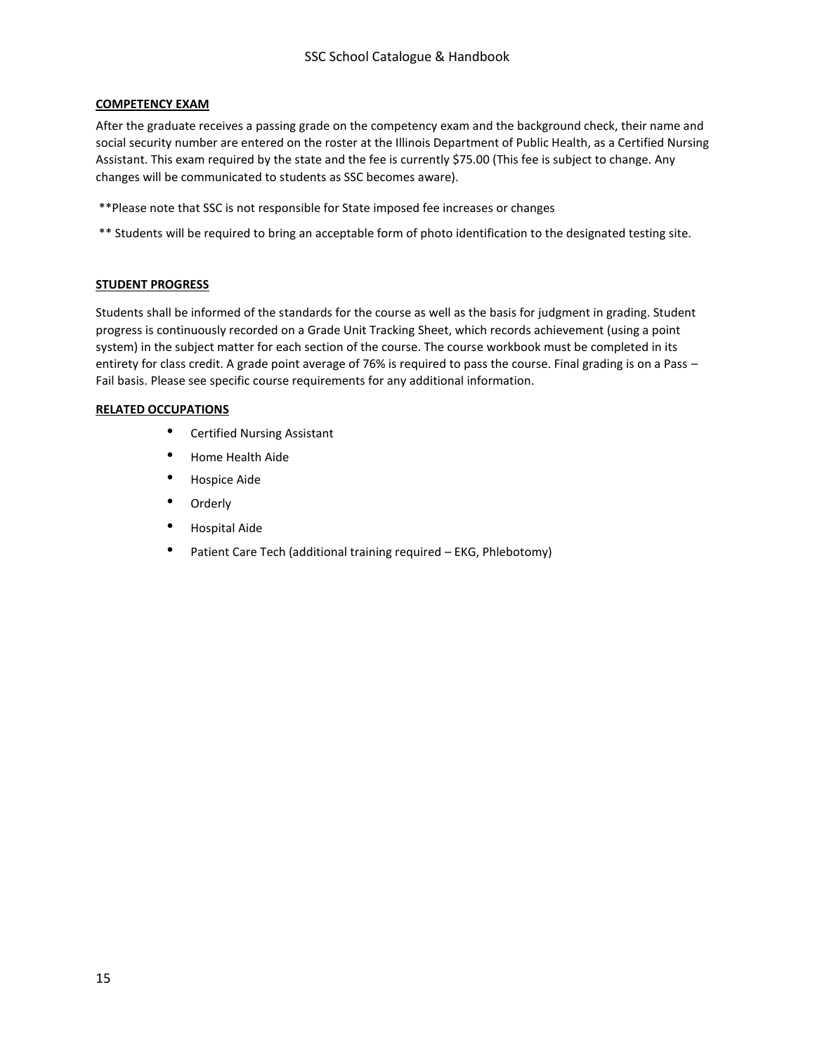## COMPETENCY EXAM

After the graduate receives a passing grade on the competency exam and the background check, their name and social security number are entered on the roster at the Illinois Department of Public Health, as a Certified Nursing Assistant. This exam required by the state and the fee is currently $75.00 (This fee is subject to change. Any changes will be communicated to students as SSC becomes aware).

**Please note that SSC is not responsible for State imposed fee increases or changes

** Students will be required to bring an acceptable form of photo identification to the designated testing site.

## STUDENT PROGRESS

Students shall be informed of the standards for the course as well as the basis for judgment in grading. Student progress is continuously recorded on a Grade Unit Tracking Sheet, which records achievement (using a point system) in the subject matter for each section of the course. The course workbook must be completed in its entirety for class credit. A grade point average of 76% is required to pass the course. Final grading is on a Pass – Fail basis. Please see specific course requirements for any additional information.

## RELATED OCCUPATIONS

- Certified Nursing Assistant
- Home Health Aide
- Hospice Aide
- Orderly
- Hospital Aide
- Patient Care Tech (additional training required – EKG, Phlebotomy)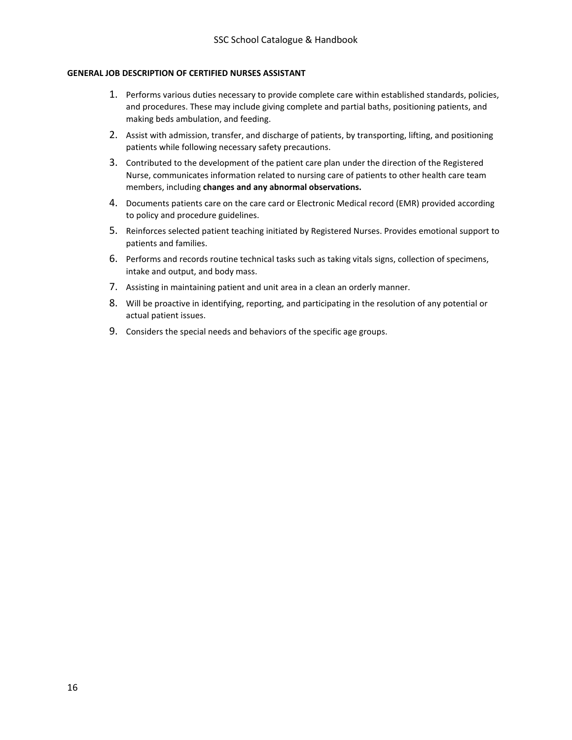**GENERAL JOB DESCRIPTION OF CERTIFIED NURSES ASSISTANT**

1. Performs various duties necessary to provide complete care within established standards, policies, and procedures. These may include giving complete and partial baths, positioning patients, and making beds ambulation, and feeding.
2. Assist with admission, transfer, and discharge of patients, by transporting, lifting, and positioning patients while following necessary safety precautions.
3. Contributed to the development of the patient care plan under the direction of the Registered Nurse, communicates information related to nursing care of patients to other health care team members, including **changes and any abnormal observations.**
4. Documents patients care on the care card or Electronic Medical record (EMR) provided according to policy and procedure guidelines.
5. Reinforces selected patient teaching initiated by Registered Nurses. Provides emotional support to patients and families.
6. Performs and records routine technical tasks such as taking vitals signs, collection of specimens, intake and output, and body mass.
7. Assisting in maintaining patient and unit area in a clean an orderly manner.
8. Will be proactive in identifying, reporting, and participating in the resolution of any potential or actual patient issues.
9. Considers the special needs and behaviors of the specific age groups.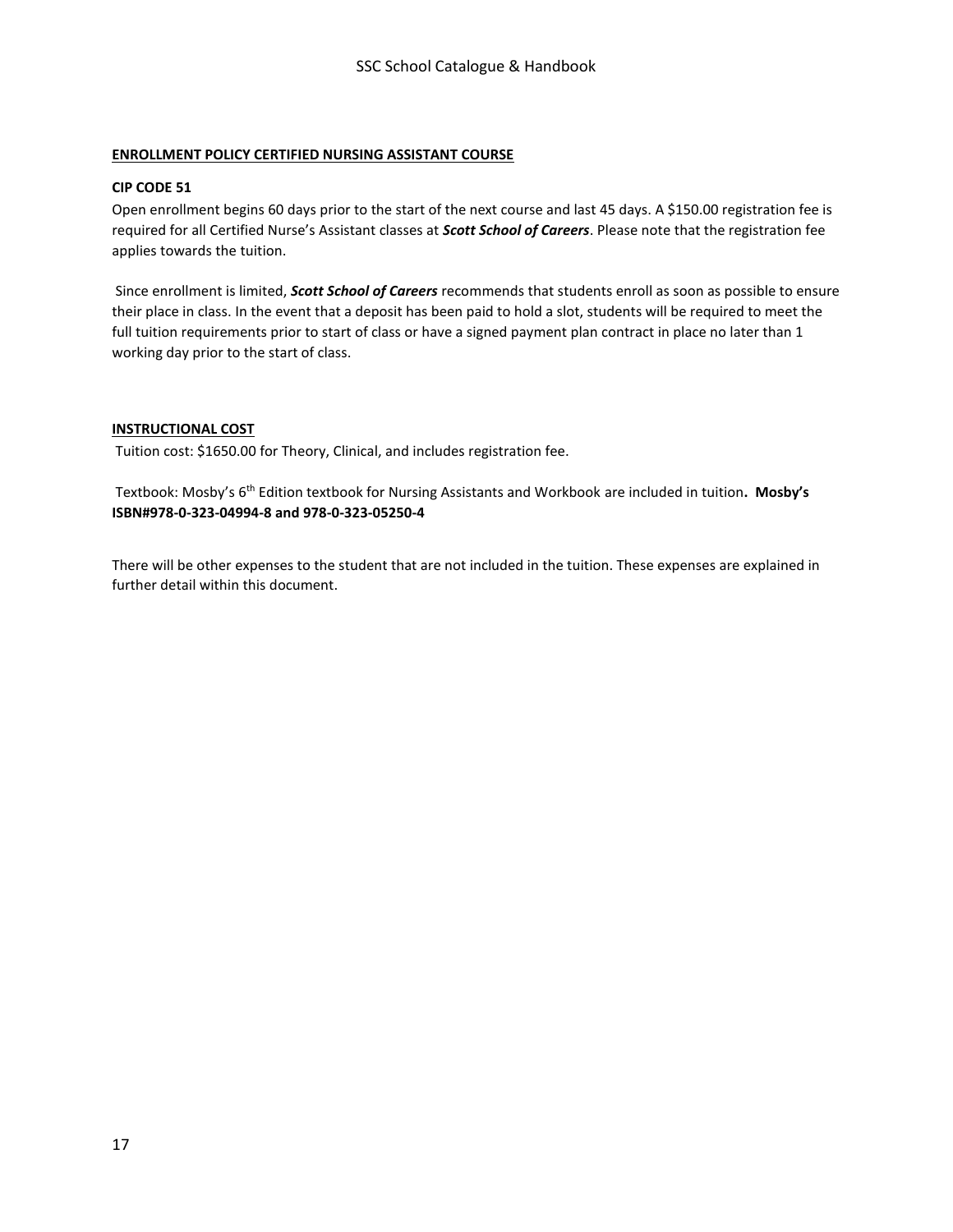## ENROLLMENT POLICY CERTIFIED NURSING ASSISTANT COURSE

**CIP CODE 51**

Open enrollment begins 60 days prior to the start of the next course and last 45 days. A $150.00 registration fee is required for all Certified Nurse's Assistant classes at ***Scott School of Careers***. Please note that the registration fee applies towards the tuition.

Since enrollment is limited, ***Scott School of Careers*** recommends that students enroll as soon as possible to ensure their place in class. In the event that a deposit has been paid to hold a slot, students will be required to meet the full tuition requirements prior to start of class or have a signed payment plan contract in place no later than 1 working day prior to the start of class.

## INSTRUCTIONAL COST

Tuition cost: $1650.00 for Theory, Clinical, and includes registration fee.

Textbook: Mosby's 6th Edition textbook for Nursing Assistants and Workbook are included in tuition**. Mosby's ISBN#978-0-323-04994-8 and 978-0-323-05250-4**

There will be other expenses to the student that are not included in the tuition. These expenses are explained in further detail within this document.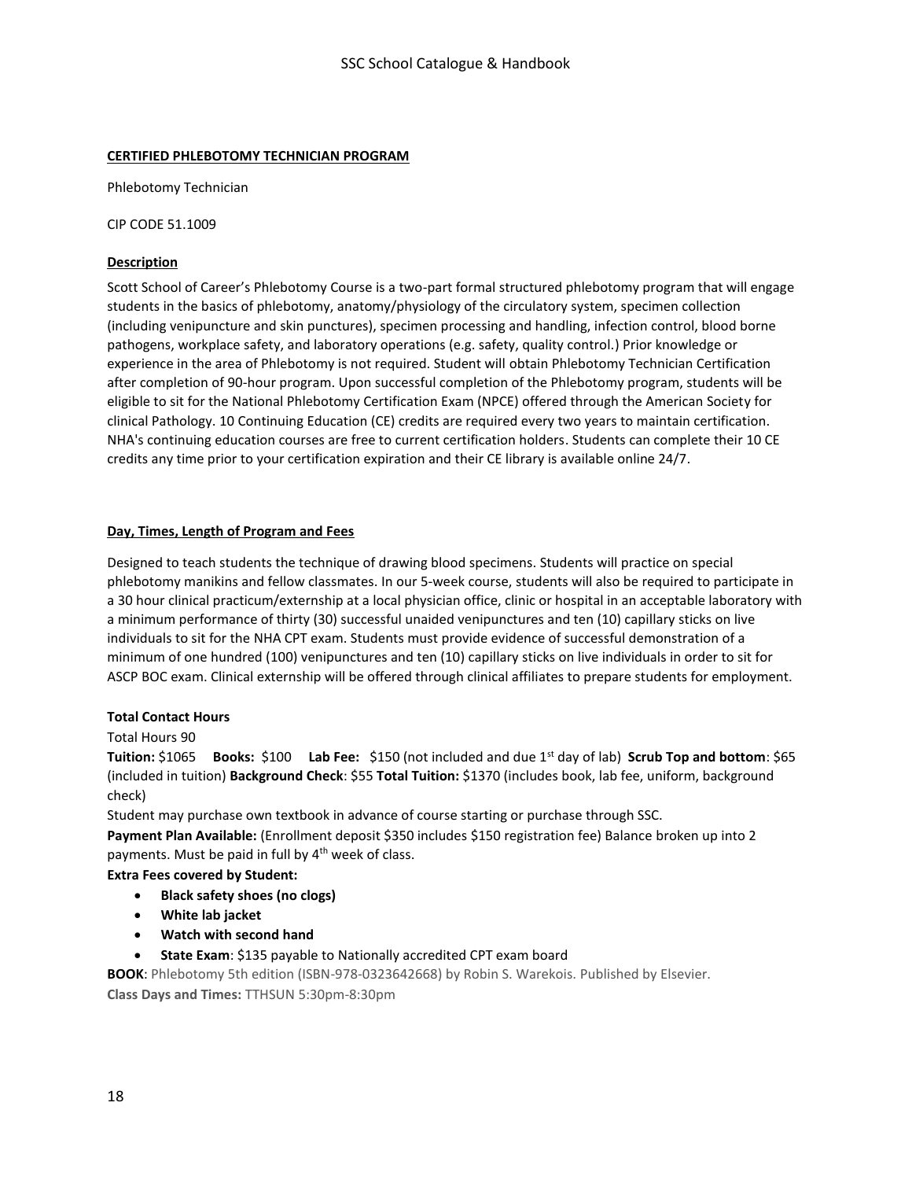## CERTIFIED PHLEBOTOMY TECHNICIAN PROGRAM

Phlebotomy Technician

CIP CODE 51.1009

### Description

Scott School of Career's Phlebotomy Course is a two-part formal structured phlebotomy program that will engage students in the basics of phlebotomy, anatomy/physiology of the circulatory system, specimen collection (including venipuncture and skin punctures), specimen processing and handling, infection control, blood borne pathogens, workplace safety, and laboratory operations (e.g. safety, quality control.) Prior knowledge or experience in the area of Phlebotomy is not required. Student will obtain Phlebotomy Technician Certification after completion of 90-hour program. Upon successful completion of the Phlebotomy program, students will be eligible to sit for the National Phlebotomy Certification Exam (NPCE) offered through the American Society for clinical Pathology. 10 Continuing Education (CE) credits are required every two years to maintain certification. NHA's continuing education courses are free to current certification holders. Students can complete their 10 CE credits any time prior to your certification expiration and their CE library is available online 24/7.

### Day, Times, Length of Program and Fees

Designed to teach students the technique of drawing blood specimens. Students will practice on special phlebotomy manikins and fellow classmates. In our 5-week course, students will also be required to participate in a 30 hour clinical practicum/externship at a local physician office, clinic or hospital in an acceptable laboratory with a minimum performance of thirty (30) successful unaided venipunctures and ten (10) capillary sticks on live individuals to sit for the NHA CPT exam. Students must provide evidence of successful demonstration of a minimum of one hundred (100) venipunctures and ten (10) capillary sticks on live individuals in order to sit for ASCP BOC exam. Clinical externship will be offered through clinical affiliates to prepare students for employment.

**Total Contact Hours**

Total Hours 90

**Tuition:** $1065 **Books:** $100 **Lab Fee:** $150 (not included and due 1st day of lab) **Scrub Top and bottom**: $65 (included in tuition) **Background Check**: $55 **Total Tuition:** $1370 (includes book, lab fee, uniform, background check)

Student may purchase own textbook in advance of course starting or purchase through SSC.

**Payment Plan Available:** (Enrollment deposit $350 includes $150 registration fee) Balance broken up into 2 payments. Must be paid in full by 4th week of class.

**Extra Fees covered by Student:**

- **Black safety shoes (no clogs)**
- **White lab jacket**
- **Watch with second hand**
- **State Exam**: $135 payable to Nationally accredited CPT exam board

**BOOK**: Phlebotomy 5th edition (ISBN-978-0323642668) by Robin S. Warekois. Published by Elsevier.

**Class Days and Times:** TTHSUN 5:30pm-8:30pm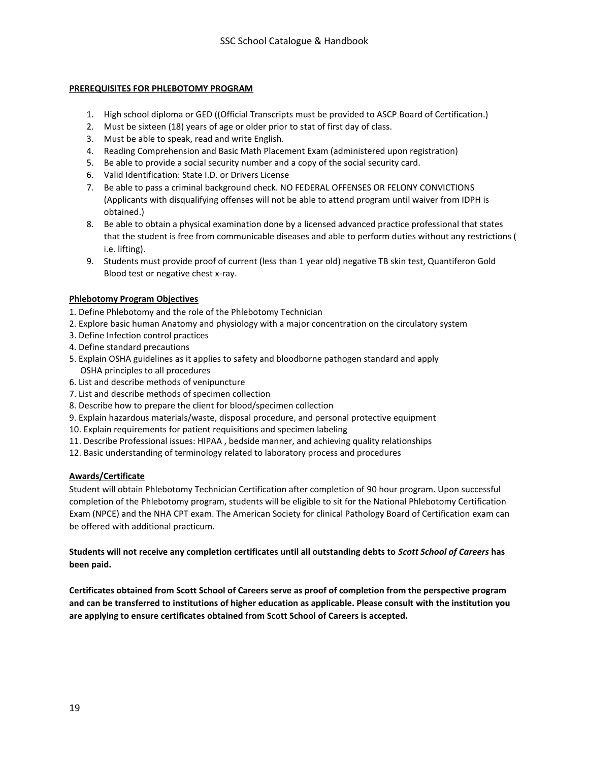**PREREQUISITES FOR PHLEBOTOMY PROGRAM**

1. High school diploma or GED ((Official Transcripts must be provided to ASCP Board of Certification.)
2. Must be sixteen (18) years of age or older prior to stat of first day of class.
3. Must be able to speak, read and write English.
4. Reading Comprehension and Basic Math Placement Exam (administered upon registration)
5. Be able to provide a social security number and a copy of the social security card.
6. Valid Identification: State I.D. or Drivers License
7. Be able to pass a criminal background check. NO FEDERAL OFFENSES OR FELONY CONVICTIONS (Applicants with disqualifying offenses will not be able to attend program until waiver from IDPH is obtained.)
8. Be able to obtain a physical examination done by a licensed advanced practice professional that states that the student is free from communicable diseases and able to perform duties without any restrictions ( i.e. lifting).
9. Students must provide proof of current (less than 1 year old) negative TB skin test, Quantiferon Gold Blood test or negative chest x-ray.

**Phlebotomy Program Objectives**

1. Define Phlebotomy and the role of the Phlebotomy Technician
2. Explore basic human Anatomy and physiology with a major concentration on the circulatory system
3. Define Infection control practices
4. Define standard precautions
5. Explain OSHA guidelines as it applies to safety and bloodborne pathogen standard and apply OSHA principles to all procedures
6. List and describe methods of venipuncture
7. List and describe methods of specimen collection
8. Describe how to prepare the client for blood/specimen collection
9. Explain hazardous materials/waste, disposal procedure, and personal protective equipment
10. Explain requirements for patient requisitions and specimen labeling
11. Describe Professional issues: HIPAA , bedside manner, and achieving quality relationships
12. Basic understanding of terminology related to laboratory process and procedures

**Awards/Certificate**

Student will obtain Phlebotomy Technician Certification after completion of 90 hour program. Upon successful completion of the Phlebotomy program, students will be eligible to sit for the National Phlebotomy Certification Exam (NPCE) and the NHA CPT exam. The American Society for clinical Pathology Board of Certification exam can be offered with additional practicum.

**Students will not receive any completion certificates until all outstanding debts to *Scott School of Careers* has been paid.**

**Certificates obtained from Scott School of Careers serve as proof of completion from the perspective program and can be transferred to institutions of higher education as applicable. Please consult with the institution you are applying to ensure certificates obtained from Scott School of Careers is accepted.**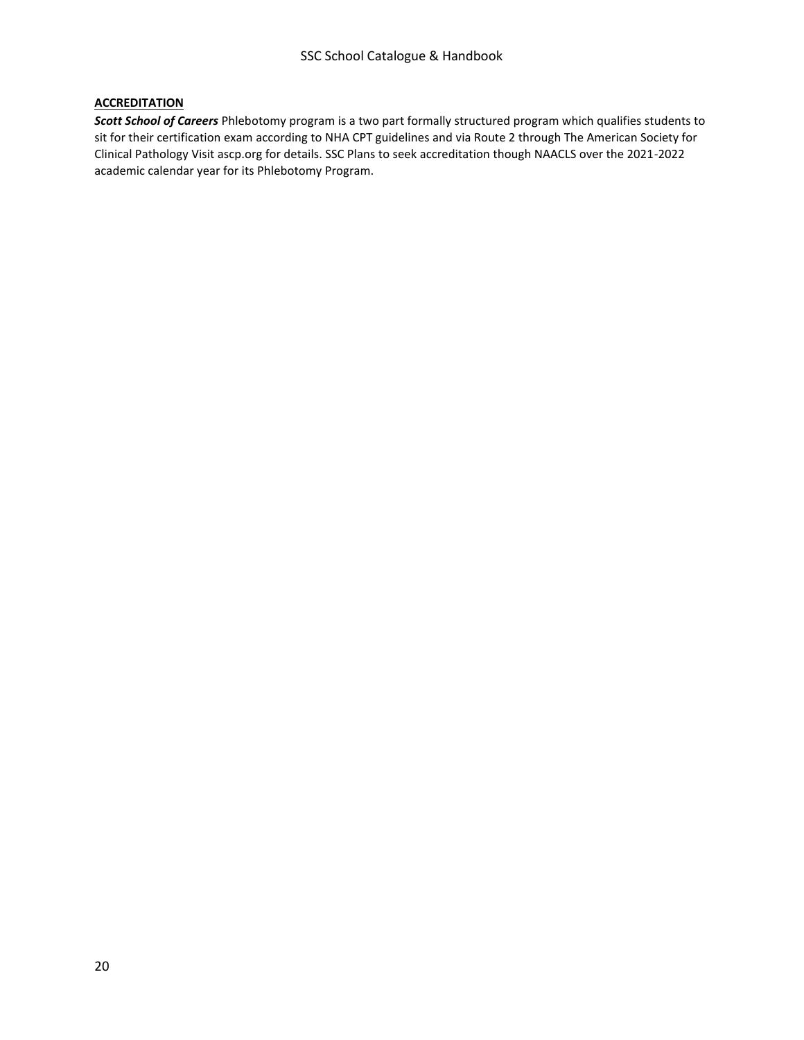## ACCREDITATION

***Scott School of Careers*** Phlebotomy program is a two part formally structured program which qualifies students to sit for their certification exam according to NHA CPT guidelines and via Route 2 through The American Society for Clinical Pathology Visit ascp.org for details. SSC Plans to seek accreditation though NAACLS over the 2021-2022 academic calendar year for its Phlebotomy Program.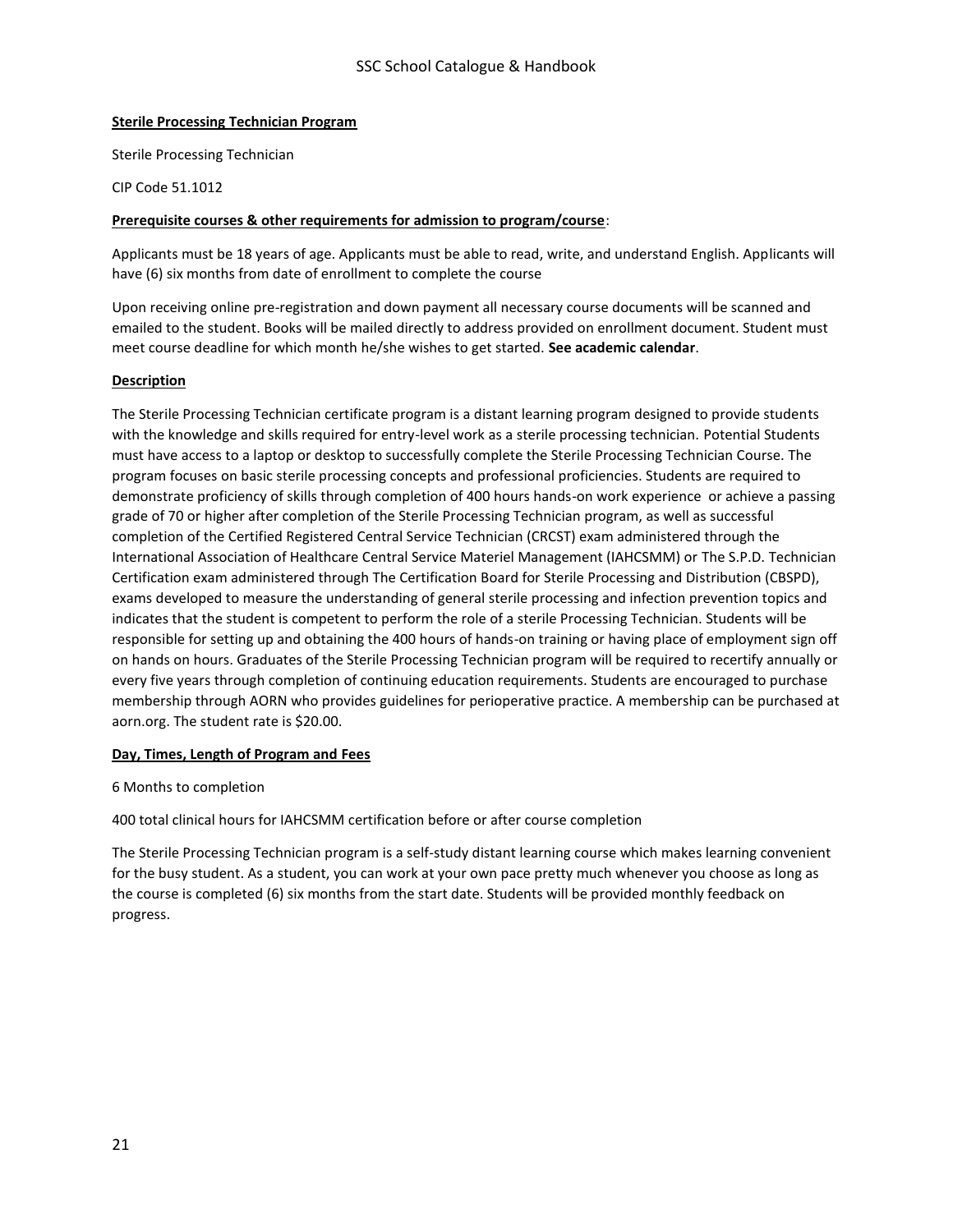**Sterile Processing Technician Program**

Sterile Processing Technician

CIP Code 51.1012

**Prerequisite courses & other requirements for admission to program/course**:

Applicants must be 18 years of age. Applicants must be able to read, write, and understand English. Applicants will have (6) six months from date of enrollment to complete the course

Upon receiving online pre-registration and down payment all necessary course documents will be scanned and emailed to the student. Books will be mailed directly to address provided on enrollment document. Student must meet course deadline for which month he/she wishes to get started. **See academic calendar**.

**Description**

The Sterile Processing Technician certificate program is a distant learning program designed to provide students with the knowledge and skills required for entry-level work as a sterile processing technician. Potential Students must have access to a laptop or desktop to successfully complete the Sterile Processing Technician Course. The program focuses on basic sterile processing concepts and professional proficiencies. Students are required to demonstrate proficiency of skills through completion of 400 hours hands-on work experience or achieve a passing grade of 70 or higher after completion of the Sterile Processing Technician program, as well as successful completion of the Certified Registered Central Service Technician (CRCST) exam administered through the International Association of Healthcare Central Service Materiel Management (IAHCSMM) or The S.P.D. Technician Certification exam administered through The Certification Board for Sterile Processing and Distribution (CBSPD), exams developed to measure the understanding of general sterile processing and infection prevention topics and indicates that the student is competent to perform the role of a sterile Processing Technician. Students will be responsible for setting up and obtaining the 400 hours of hands-on training or having place of employment sign off on hands on hours. Graduates of the Sterile Processing Technician program will be required to recertify annually or every five years through completion of continuing education requirements. Students are encouraged to purchase membership through AORN who provides guidelines for perioperative practice. A membership can be purchased at aorn.org. The student rate is $20.00.

**Day, Times, Length of Program and Fees**

6 Months to completion

400 total clinical hours for IAHCSMM certification before or after course completion

The Sterile Processing Technician program is a self-study distant learning course which makes learning convenient for the busy student. As a student, you can work at your own pace pretty much whenever you choose as long as the course is completed (6) six months from the start date. Students will be provided monthly feedback on progress.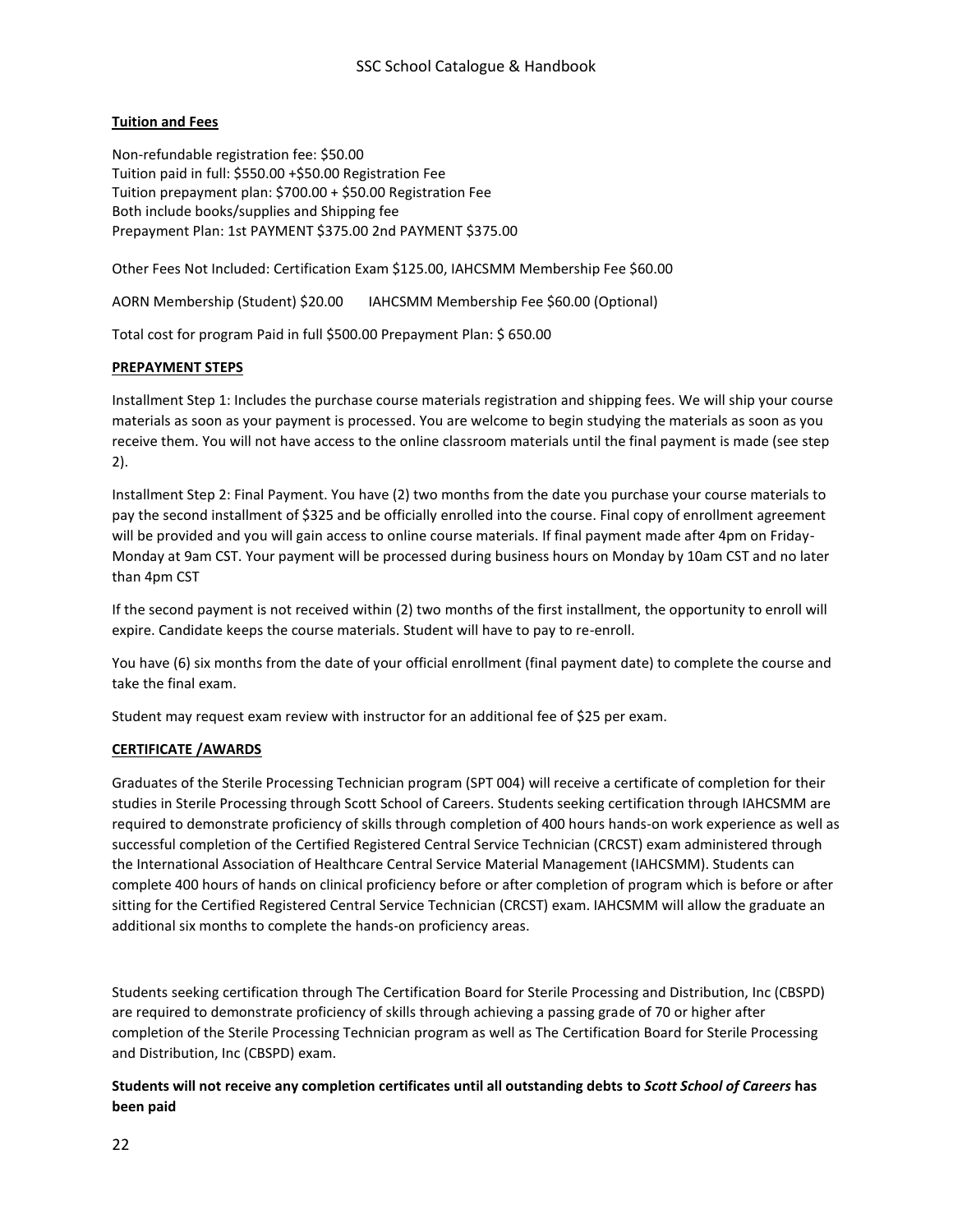**Tuition and Fees**

Non-refundable registration fee: $50.00
Tuition paid in full: $550.00 +$50.00 Registration Fee
Tuition prepayment plan: $700.00 + $50.00 Registration Fee
Both include books/supplies and Shipping fee
Prepayment Plan: 1st PAYMENT $375.00 2nd PAYMENT $375.00

Other Fees Not Included: Certification Exam $125.00, IAHCSMM Membership Fee $60.00

AORN Membership (Student) $20.00 IAHCSMM Membership Fee $60.00 (Optional)

Total cost for program Paid in full $500.00 Prepayment Plan: $ 650.00

**PREPAYMENT STEPS**

Installment Step 1: Includes the purchase course materials registration and shipping fees. We will ship your course materials as soon as your payment is processed. You are welcome to begin studying the materials as soon as you receive them. You will not have access to the online classroom materials until the final payment is made (see step 2).

Installment Step 2: Final Payment. You have (2) two months from the date you purchase your course materials to pay the second installment of $325 and be officially enrolled into the course. Final copy of enrollment agreement will be provided and you will gain access to online course materials. If final payment made after 4pm on Friday-Monday at 9am CST. Your payment will be processed during business hours on Monday by 10am CST and no later than 4pm CST

If the second payment is not received within (2) two months of the first installment, the opportunity to enroll will expire. Candidate keeps the course materials. Student will have to pay to re-enroll.

You have (6) six months from the date of your official enrollment (final payment date) to complete the course and take the final exam.

Student may request exam review with instructor for an additional fee of $25 per exam.

**CERTIFICATE /AWARDS**

Graduates of the Sterile Processing Technician program (SPT 004) will receive a certificate of completion for their studies in Sterile Processing through Scott School of Careers. Students seeking certification through IAHCSMM are required to demonstrate proficiency of skills through completion of 400 hours hands-on work experience as well as successful completion of the Certified Registered Central Service Technician (CRCST) exam administered through the International Association of Healthcare Central Service Material Management (IAHCSMM). Students can complete 400 hours of hands on clinical proficiency before or after completion of program which is before or after sitting for the Certified Registered Central Service Technician (CRCST) exam. IAHCSMM will allow the graduate an additional six months to complete the hands-on proficiency areas.

Students seeking certification through The Certification Board for Sterile Processing and Distribution, Inc (CBSPD) are required to demonstrate proficiency of skills through achieving a passing grade of 70 or higher after completion of the Sterile Processing Technician program as well as The Certification Board for Sterile Processing and Distribution, Inc (CBSPD) exam.

**Students will not receive any completion certificates until all outstanding debts to *Scott School of Careers* has been paid**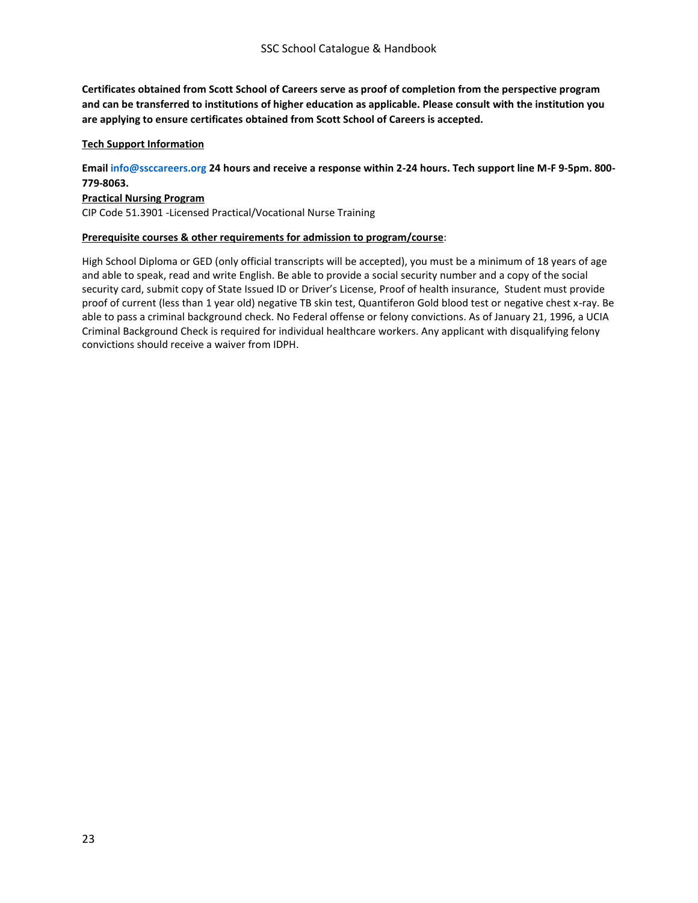**Certificates obtained from Scott School of Careers serve as proof of completion from the perspective program and can be transferred to institutions of higher education as applicable. Please consult with the institution you are applying to ensure certificates obtained from Scott School of Careers is accepted.**

**Tech Support Information**

**Email info@ssccareers.org 24 hours and receive a response within 2-24 hours. Tech support line M-F 9-5pm. 800-779-8063.**

**Practical Nursing Program**

CIP Code 51.3901 -Licensed Practical/Vocational Nurse Training

**Prerequisite courses & other requirements for admission to program/course**:

High School Diploma or GED (only official transcripts will be accepted), you must be a minimum of 18 years of age and able to speak, read and write English. Be able to provide a social security number and a copy of the social security card, submit copy of State Issued ID or Driver's License, Proof of health insurance, Student must provide proof of current (less than 1 year old) negative TB skin test, Quantiferon Gold blood test or negative chest x-ray. Be able to pass a criminal background check. No Federal offense or felony convictions. As of January 21, 1996, a UCIA Criminal Background Check is required for individual healthcare workers. Any applicant with disqualifying felony convictions should receive a waiver from IDPH.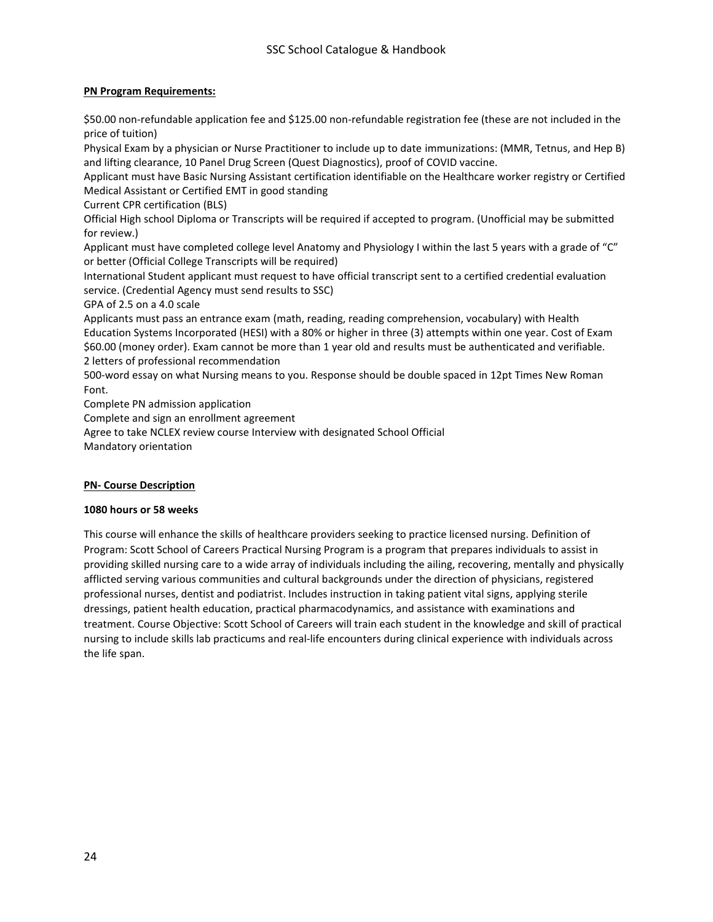**PN Program Requirements:**

$50.00 non-refundable application fee and $125.00 non-refundable registration fee (these are not included in the price of tuition)

Physical Exam by a physician or Nurse Practitioner to include up to date immunizations: (MMR, Tetnus, and Hep B) and lifting clearance, 10 Panel Drug Screen (Quest Diagnostics), proof of COVID vaccine.

Applicant must have Basic Nursing Assistant certification identifiable on the Healthcare worker registry or Certified Medical Assistant or Certified EMT in good standing

Current CPR certification (BLS)

Official High school Diploma or Transcripts will be required if accepted to program. (Unofficial may be submitted for review.)

Applicant must have completed college level Anatomy and Physiology I within the last 5 years with a grade of "C" or better (Official College Transcripts will be required)

International Student applicant must request to have official transcript sent to a certified credential evaluation service. (Credential Agency must send results to SSC)

GPA of 2.5 on a 4.0 scale

Applicants must pass an entrance exam (math, reading, reading comprehension, vocabulary) with Health Education Systems Incorporated (HESI) with a 80% or higher in three (3) attempts within one year. Cost of Exam $60.00 (money order). Exam cannot be more than 1 year old and results must be authenticated and verifiable.

2 letters of professional recommendation

500-word essay on what Nursing means to you. Response should be double spaced in 12pt Times New Roman Font.

Complete PN admission application

Complete and sign an enrollment agreement

Agree to take NCLEX review course Interview with designated School Official

Mandatory orientation

**PN- Course Description**

**1080 hours or 58 weeks**

This course will enhance the skills of healthcare providers seeking to practice licensed nursing. Definition of Program: Scott School of Careers Practical Nursing Program is a program that prepares individuals to assist in providing skilled nursing care to a wide array of individuals including the ailing, recovering, mentally and physically afflicted serving various communities and cultural backgrounds under the direction of physicians, registered professional nurses, dentist and podiatrist. Includes instruction in taking patient vital signs, applying sterile dressings, patient health education, practical pharmacodynamics, and assistance with examinations and treatment. Course Objective: Scott School of Careers will train each student in the knowledge and skill of practical nursing to include skills lab practicums and real-life encounters during clinical experience with individuals across the life span.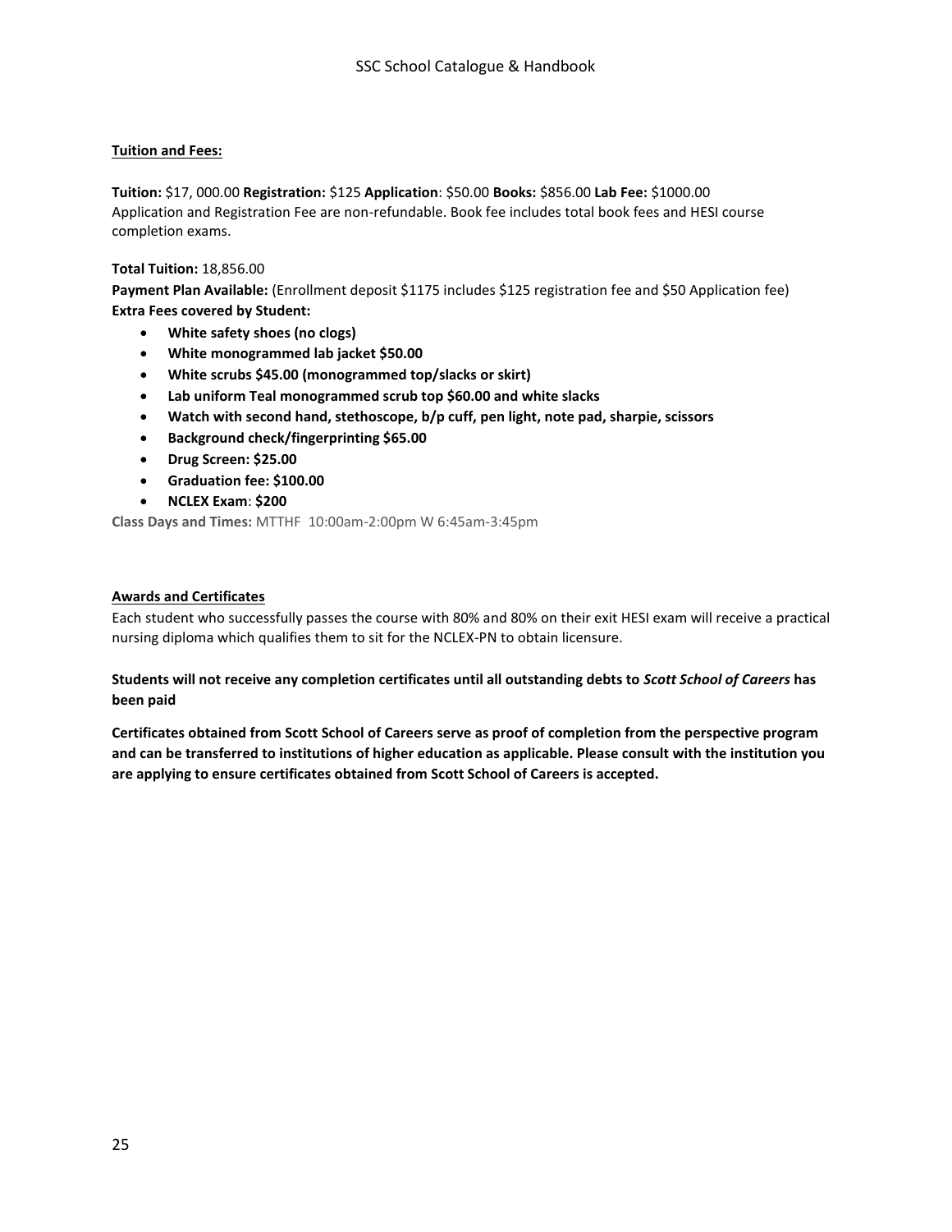**Tuition and Fees:**

**Tuition:** $17, 000.00 **Registration:** $125 **Application**: $50.00 **Books:** $856.00 **Lab Fee:** $1000.00
Application and Registration Fee are non-refundable. Book fee includes total book fees and HESI course completion exams.

**Total Tuition:** 18,856.00
**Payment Plan Available:** (Enrollment deposit $1175 includes $125 registration fee and $50 Application fee)
**Extra Fees covered by Student:**

- **White safety shoes (no clogs)**
- **White monogrammed lab jacket $50.00**
- **White scrubs $45.00 (monogrammed top/slacks or skirt)**
- **Lab uniform Teal monogrammed scrub top $60.00 and white slacks**
- **Watch with second hand, stethoscope, b/p cuff, pen light, note pad, sharpie, scissors**
- **Background check/fingerprinting $65.00**
- **Drug Screen: $25.00**
- **Graduation fee: $100.00**
- **NCLEX Exam**: **$200**

**Class Days and Times:** MTTHF 10:00am-2:00pm W 6:45am-3:45pm

**Awards and Certificates**

Each student who successfully passes the course with 80% and 80% on their exit HESI exam will receive a practical nursing diploma which qualifies them to sit for the NCLEX-PN to obtain licensure.

**Students will not receive any completion certificates until all outstanding debts to *Scott School of Careers* has been paid**

**Certificates obtained from Scott School of Careers serve as proof of completion from the perspective program and can be transferred to institutions of higher education as applicable. Please consult with the institution you are applying to ensure certificates obtained from Scott School of Careers is accepted.**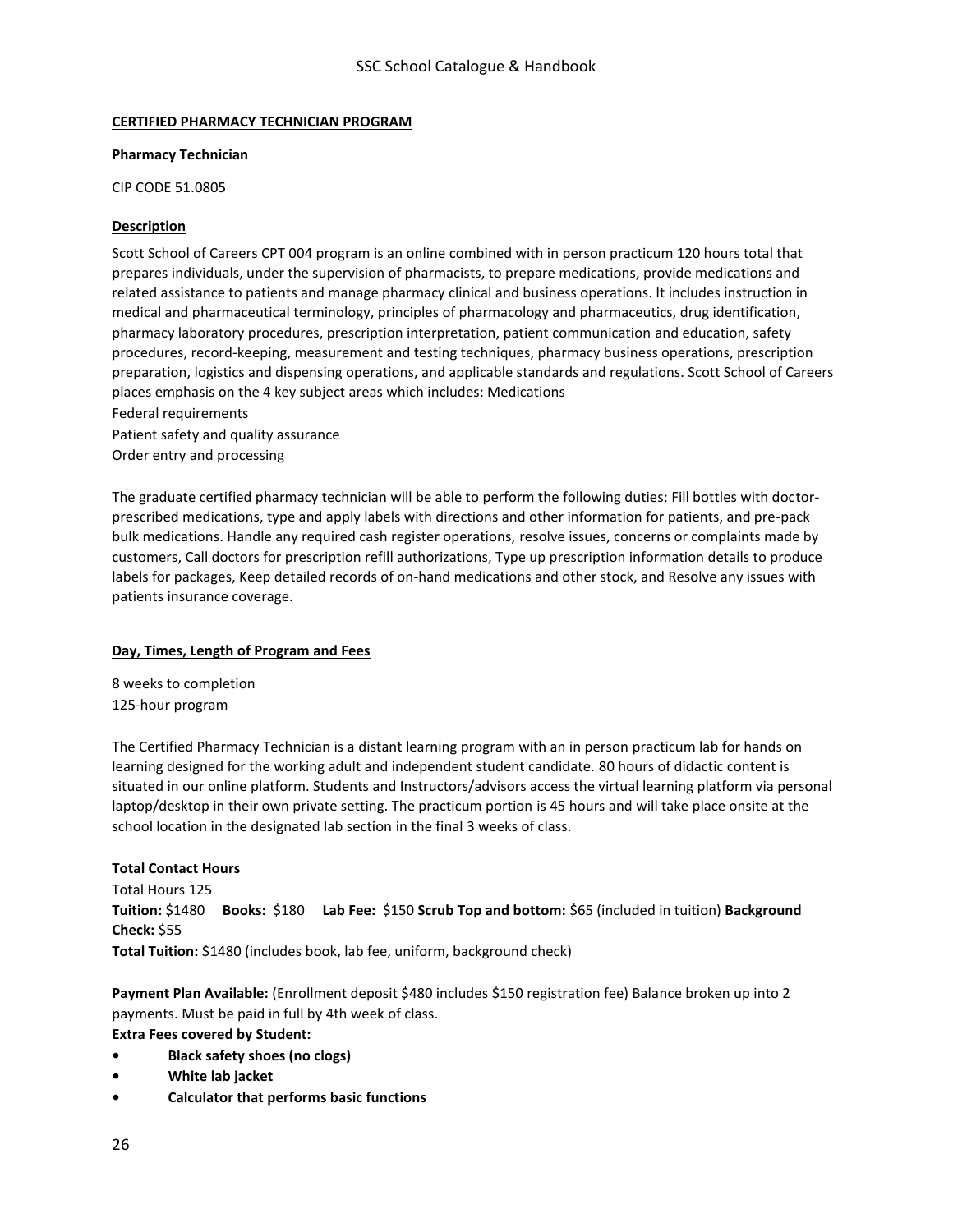**CERTIFIED PHARMACY TECHNICIAN PROGRAM**

**Pharmacy Technician**

CIP CODE 51.0805

**Description**

Scott School of Careers CPT 004 program is an online combined with in person practicum 120 hours total that prepares individuals, under the supervision of pharmacists, to prepare medications, provide medications and related assistance to patients and manage pharmacy clinical and business operations. It includes instruction in medical and pharmaceutical terminology, principles of pharmacology and pharmaceutics, drug identification, pharmacy laboratory procedures, prescription interpretation, patient communication and education, safety procedures, record-keeping, measurement and testing techniques, pharmacy business operations, prescription preparation, logistics and dispensing operations, and applicable standards and regulations. Scott School of Careers places emphasis on the 4 key subject areas which includes: Medications
Federal requirements
Patient safety and quality assurance
Order entry and processing

The graduate certified pharmacy technician will be able to perform the following duties: Fill bottles with doctor-prescribed medications, type and apply labels with directions and other information for patients, and pre-pack bulk medications. Handle any required cash register operations, resolve issues, concerns or complaints made by customers, Call doctors for prescription refill authorizations, Type up prescription information details to produce labels for packages, Keep detailed records of on-hand medications and other stock, and Resolve any issues with patients insurance coverage.

**Day, Times, Length of Program and Fees**

8 weeks to completion
125-hour program

The Certified Pharmacy Technician is a distant learning program with an in person practicum lab for hands on learning designed for the working adult and independent student candidate. 80 hours of didactic content is situated in our online platform. Students and Instructors/advisors access the virtual learning platform via personal laptop/desktop in their own private setting. The practicum portion is 45 hours and will take place onsite at the school location in the designated lab section in the final 3 weeks of class.

**Total Contact Hours**
Total Hours 125
**Tuition:** $1480 **Books:** $180 **Lab Fee:** $150 **Scrub Top and bottom:** $65 (included in tuition) **Background Check:** $55
**Total Tuition:** $1480 (includes book, lab fee, uniform, background check)

**Payment Plan Available:** (Enrollment deposit $480 includes $150 registration fee) Balance broken up into 2 payments. Must be paid in full by 4th week of class.

**Extra Fees covered by Student:**

- **Black safety shoes (no clogs)**
- **White lab jacket**
- **Calculator that performs basic functions**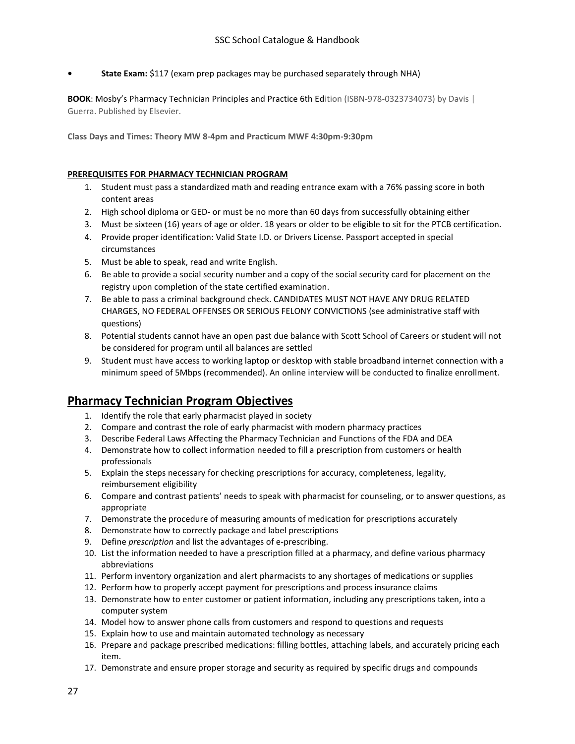- **State Exam:** $117 (exam prep packages may be purchased separately through NHA)

**BOOK**: Mosby's Pharmacy Technician Principles and Practice 6th Edition (ISBN-978-0323734073) by Davis | Guerra. Published by Elsevier.

**Class Days and Times: Theory MW 8-4pm and Practicum MWF 4:30pm-9:30pm**

**PREREQUISITES FOR PHARMACY TECHNICIAN PROGRAM**

1. Student must pass a standardized math and reading entrance exam with a 76% passing score in both content areas
2. High school diploma or GED- or must be no more than 60 days from successfully obtaining either
3. Must be sixteen (16) years of age or older. 18 years or older to be eligible to sit for the PTCB certification.
4. Provide proper identification: Valid State I.D. or Drivers License. Passport accepted in special circumstances
5. Must be able to speak, read and write English.
6. Be able to provide a social security number and a copy of the social security card for placement on the registry upon completion of the state certified examination.
7. Be able to pass a criminal background check. CANDIDATES MUST NOT HAVE ANY DRUG RELATED CHARGES, NO FEDERAL OFFENSES OR SERIOUS FELONY CONVICTIONS (see administrative staff with questions)
8. Potential students cannot have an open past due balance with Scott School of Careers or student will not be considered for program until all balances are settled
9. Student must have access to working laptop or desktop with stable broadband internet connection with a minimum speed of 5Mbps (recommended). An online interview will be conducted to finalize enrollment.

## Pharmacy Technician Program Objectives

1. Identify the role that early pharmacist played in society
2. Compare and contrast the role of early pharmacist with modern pharmacy practices
3. Describe Federal Laws Affecting the Pharmacy Technician and Functions of the FDA and DEA
4. Demonstrate how to collect information needed to fill a prescription from customers or health professionals
5. Explain the steps necessary for checking prescriptions for accuracy, completeness, legality, reimbursement eligibility
6. Compare and contrast patients' needs to speak with pharmacist for counseling, or to answer questions, as appropriate
7. Demonstrate the procedure of measuring amounts of medication for prescriptions accurately
8. Demonstrate how to correctly package and label prescriptions
9. Define *prescription* and list the advantages of e-prescribing.
10. List the information needed to have a prescription filled at a pharmacy, and define various pharmacy abbreviations
11. Perform inventory organization and alert pharmacists to any shortages of medications or supplies
12. Perform how to properly accept payment for prescriptions and process insurance claims
13. Demonstrate how to enter customer or patient information, including any prescriptions taken, into a computer system
14. Model how to answer phone calls from customers and respond to questions and requests
15. Explain how to use and maintain automated technology as necessary
16. Prepare and package prescribed medications: filling bottles, attaching labels, and accurately pricing each item.
17. Demonstrate and ensure proper storage and security as required by specific drugs and compounds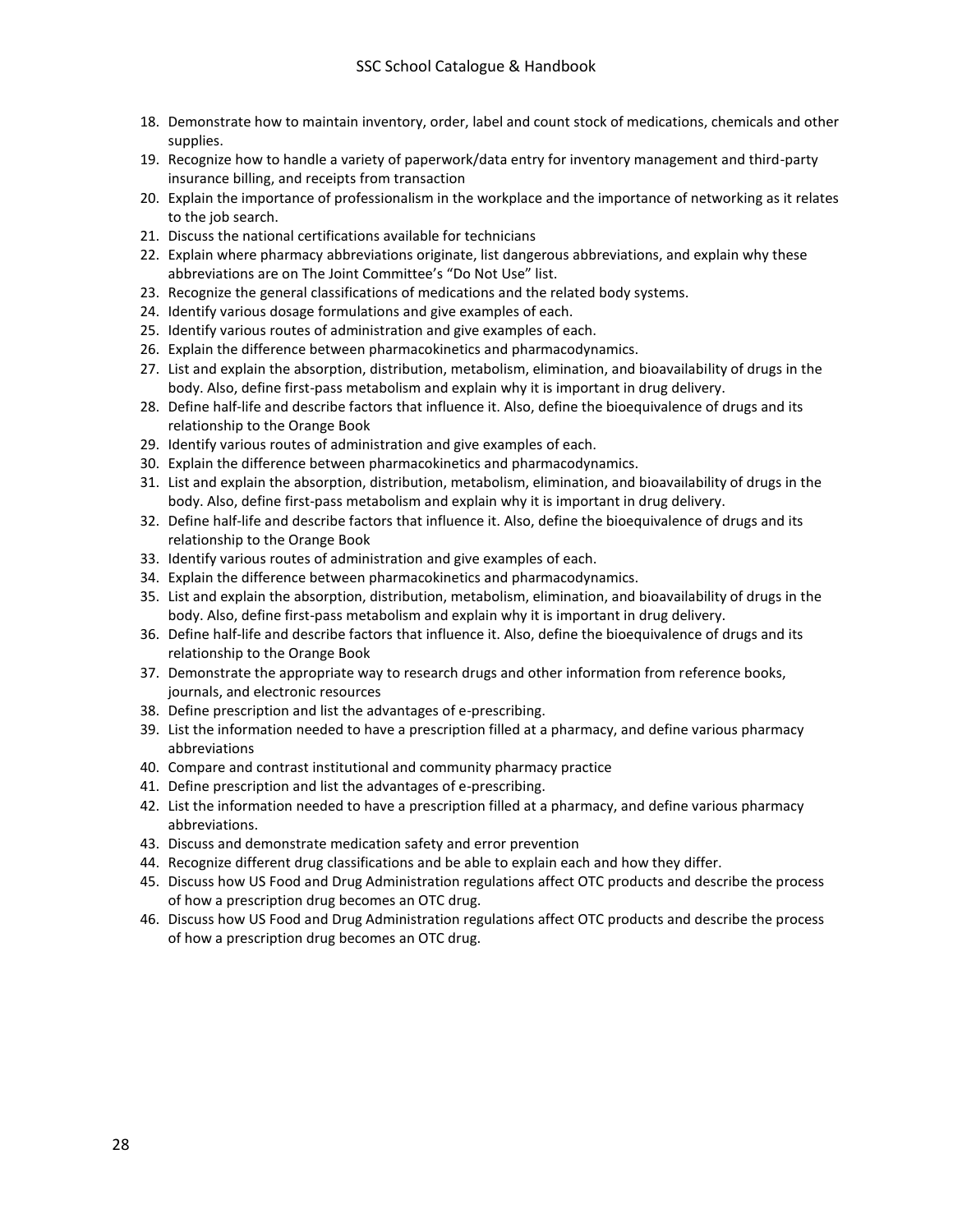18. Demonstrate how to maintain inventory, order, label and count stock of medications, chemicals and other supplies.
19. Recognize how to handle a variety of paperwork/data entry for inventory management and third-party insurance billing, and receipts from transaction
20. Explain the importance of professionalism in the workplace and the importance of networking as it relates to the job search.
21. Discuss the national certifications available for technicians
22. Explain where pharmacy abbreviations originate, list dangerous abbreviations, and explain why these abbreviations are on The Joint Committee's "Do Not Use" list.
23. Recognize the general classifications of medications and the related body systems.
24. Identify various dosage formulations and give examples of each.
25. Identify various routes of administration and give examples of each.
26. Explain the difference between pharmacokinetics and pharmacodynamics.
27. List and explain the absorption, distribution, metabolism, elimination, and bioavailability of drugs in the body. Also, define first-pass metabolism and explain why it is important in drug delivery.
28. Define half-life and describe factors that influence it. Also, define the bioequivalence of drugs and its relationship to the Orange Book
29. Identify various routes of administration and give examples of each.
30. Explain the difference between pharmacokinetics and pharmacodynamics.
31. List and explain the absorption, distribution, metabolism, elimination, and bioavailability of drugs in the body. Also, define first-pass metabolism and explain why it is important in drug delivery.
32. Define half-life and describe factors that influence it. Also, define the bioequivalence of drugs and its relationship to the Orange Book
33. Identify various routes of administration and give examples of each.
34. Explain the difference between pharmacokinetics and pharmacodynamics.
35. List and explain the absorption, distribution, metabolism, elimination, and bioavailability of drugs in the body. Also, define first-pass metabolism and explain why it is important in drug delivery.
36. Define half-life and describe factors that influence it. Also, define the bioequivalence of drugs and its relationship to the Orange Book
37. Demonstrate the appropriate way to research drugs and other information from reference books, journals, and electronic resources
38. Define prescription and list the advantages of e-prescribing.
39. List the information needed to have a prescription filled at a pharmacy, and define various pharmacy abbreviations
40. Compare and contrast institutional and community pharmacy practice
41. Define prescription and list the advantages of e-prescribing.
42. List the information needed to have a prescription filled at a pharmacy, and define various pharmacy abbreviations.
43. Discuss and demonstrate medication safety and error prevention
44. Recognize different drug classifications and be able to explain each and how they differ.
45. Discuss how US Food and Drug Administration regulations affect OTC products and describe the process of how a prescription drug becomes an OTC drug.
46. Discuss how US Food and Drug Administration regulations affect OTC products and describe the process of how a prescription drug becomes an OTC drug.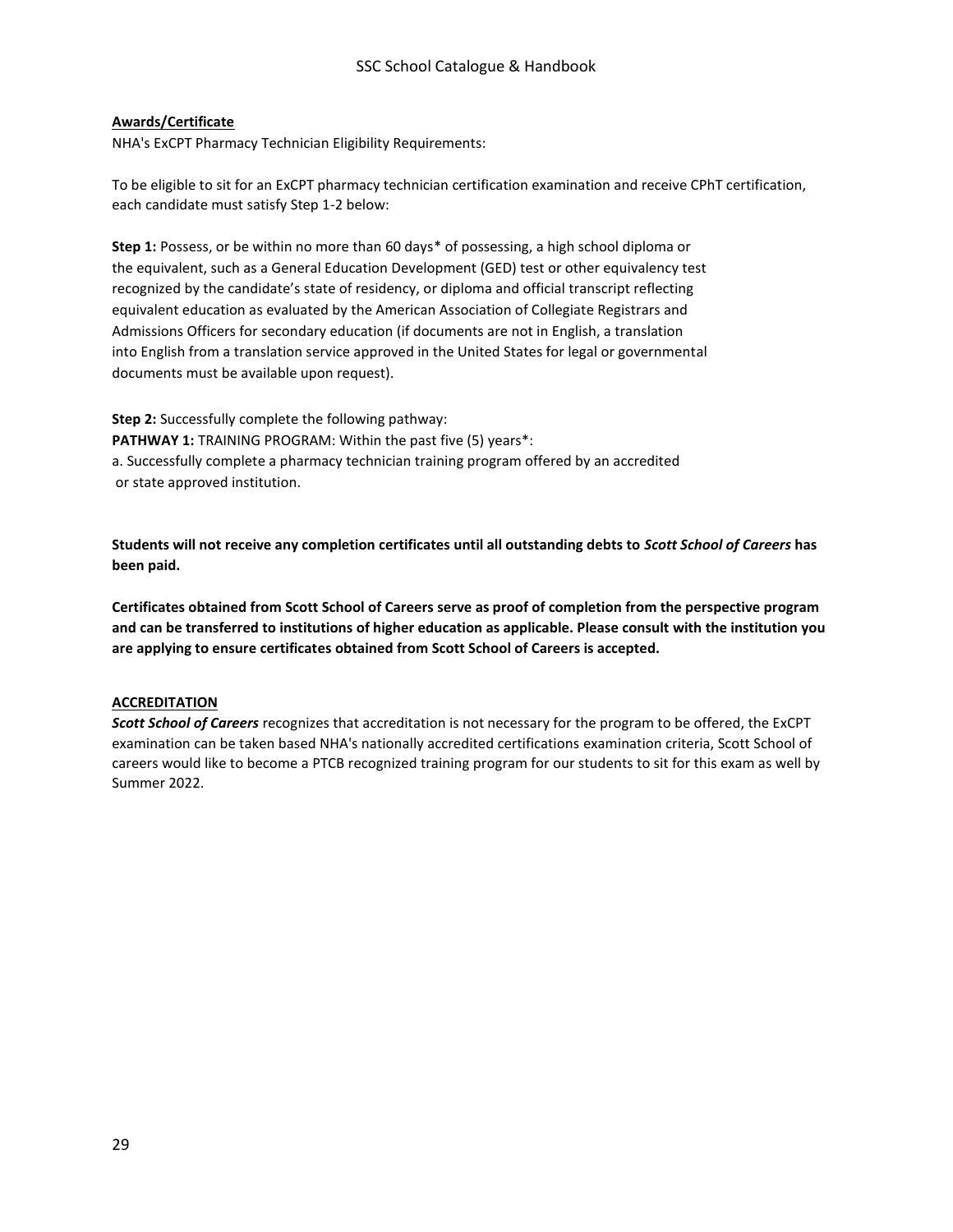**Awards/Certificate**

NHA's ExCPT Pharmacy Technician Eligibility Requirements:

To be eligible to sit for an ExCPT pharmacy technician certification examination and receive CPhT certification, each candidate must satisfy Step 1-2 below:

**Step 1:** Possess, or be within no more than 60 days* of possessing, a high school diploma or the equivalent, such as a General Education Development (GED) test or other equivalency test recognized by the candidate's state of residency, or diploma and official transcript reflecting equivalent education as evaluated by the American Association of Collegiate Registrars and Admissions Officers for secondary education (if documents are not in English, a translation into English from a translation service approved in the United States for legal or governmental documents must be available upon request).

**Step 2:** Successfully complete the following pathway:
**PATHWAY 1:** TRAINING PROGRAM: Within the past five (5) years*:
a. Successfully complete a pharmacy technician training program offered by an accredited or state approved institution.

**Students will not receive any completion certificates until all outstanding debts to *Scott School of Careers* has been paid.**

**Certificates obtained from Scott School of Careers serve as proof of completion from the perspective program and can be transferred to institutions of higher education as applicable. Please consult with the institution you are applying to ensure certificates obtained from Scott School of Careers is accepted.**

**ACCREDITATION**

***Scott School of Careers*** recognizes that accreditation is not necessary for the program to be offered, the ExCPT examination can be taken based NHA's nationally accredited certifications examination criteria, Scott School of careers would like to become a PTCB recognized training program for our students to sit for this exam as well by Summer 2022.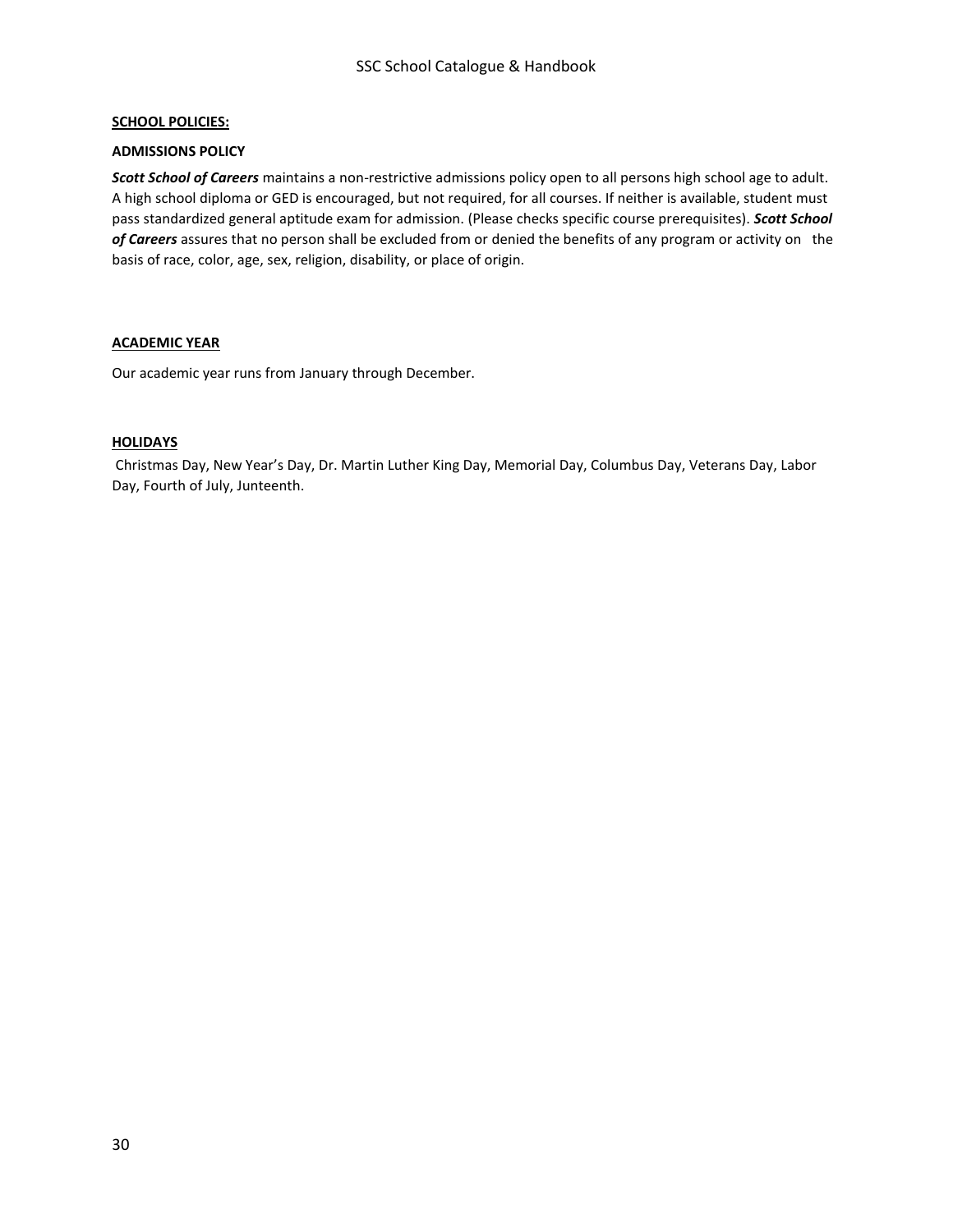## SCHOOL POLICIES:

### ADMISSIONS POLICY

***Scott School of Careers*** maintains a non-restrictive admissions policy open to all persons high school age to adult. A high school diploma or GED is encouraged, but not required, for all courses. If neither is available, student must pass standardized general aptitude exam for admission. (Please checks specific course prerequisites). ***Scott School of Careers*** assures that no person shall be excluded from or denied the benefits of any program or activity on the basis of race, color, age, sex, religion, disability, or place of origin.

### ACADEMIC YEAR

Our academic year runs from January through December.

### HOLIDAYS

Christmas Day, New Year's Day, Dr. Martin Luther King Day, Memorial Day, Columbus Day, Veterans Day, Labor Day, Fourth of July, Juneteenth.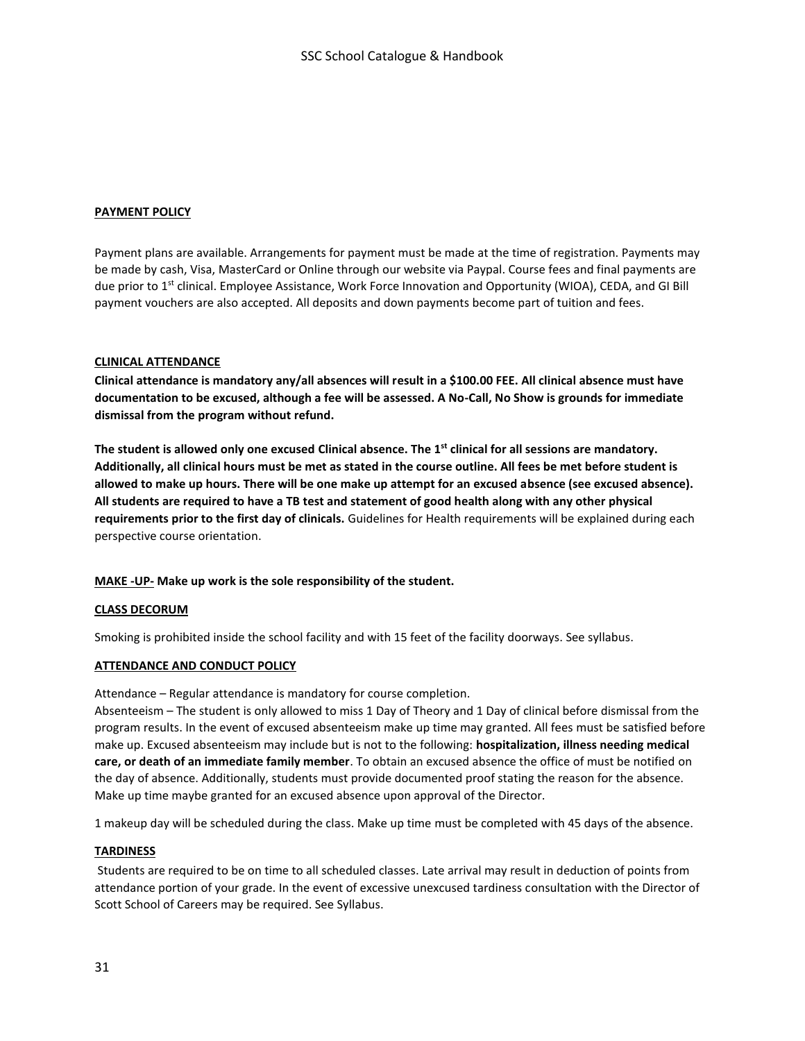**PAYMENT POLICY**

Payment plans are available. Arrangements for payment must be made at the time of registration. Payments may be made by cash, Visa, MasterCard or Online through our website via Paypal. Course fees and final payments are due prior to 1st clinical. Employee Assistance, Work Force Innovation and Opportunity (WIOA), CEDA, and GI Bill payment vouchers are also accepted. All deposits and down payments become part of tuition and fees.

**CLINICAL ATTENDANCE**

**Clinical attendance is mandatory any/all absences will result in a $100.00 FEE. All clinical absence must have documentation to be excused, although a fee will be assessed. A No-Call, No Show is grounds for immediate dismissal from the program without refund.**

**The student is allowed only one excused Clinical absence. The 1st clinical for all sessions are mandatory. Additionally, all clinical hours must be met as stated in the course outline. All fees be met before student is allowed to make up hours. There will be one make up attempt for an excused absence (see excused absence). All students are required to have a TB test and statement of good health along with any other physical requirements prior to the first day of clinicals.** Guidelines for Health requirements will be explained during each perspective course orientation.

**MAKE -UP- Make up work is the sole responsibility of the student.**

**CLASS DECORUM**

Smoking is prohibited inside the school facility and with 15 feet of the facility doorways. See syllabus.

**ATTENDANCE AND CONDUCT POLICY**

Attendance – Regular attendance is mandatory for course completion.
Absenteeism – The student is only allowed to miss 1 Day of Theory and 1 Day of clinical before dismissal from the program results. In the event of excused absenteeism make up time may granted. All fees must be satisfied before make up. Excused absenteeism may include but is not to the following: **hospitalization, illness needing medical care, or death of an immediate family member**. To obtain an excused absence the office of must be notified on the day of absence. Additionally, students must provide documented proof stating the reason for the absence. Make up time maybe granted for an excused absence upon approval of the Director.

1 makeup day will be scheduled during the class. Make up time must be completed with 45 days of the absence.

**TARDINESS**

Students are required to be on time to all scheduled classes. Late arrival may result in deduction of points from attendance portion of your grade. In the event of excessive unexcused tardiness consultation with the Director of Scott School of Careers may be required. See Syllabus.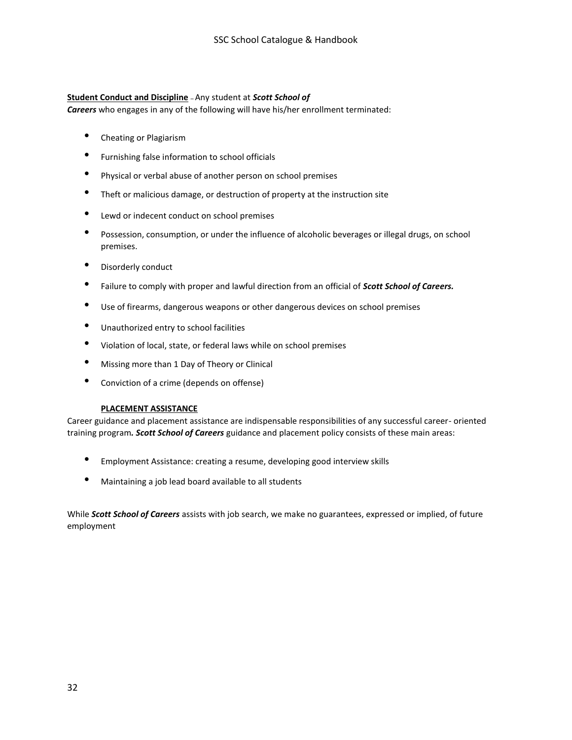**Student Conduct and Discipline** – Any student at ***Scott School of Careers*** who engages in any of the following will have his/her enrollment terminated:

- Cheating or Plagiarism
- Furnishing false information to school officials
- Physical or verbal abuse of another person on school premises
- Theft or malicious damage, or destruction of property at the instruction site
- Lewd or indecent conduct on school premises
- Possession, consumption, or under the influence of alcoholic beverages or illegal drugs, on school premises.
- Disorderly conduct
- Failure to comply with proper and lawful direction from an official of ***Scott School of Careers.***
- Use of firearms, dangerous weapons or other dangerous devices on school premises
- Unauthorized entry to school facilities
- Violation of local, state, or federal laws while on school premises
- Missing more than 1 Day of Theory or Clinical
- Conviction of a crime (depends on offense)

**PLACEMENT ASSISTANCE**

Career guidance and placement assistance are indispensable responsibilities of any successful career- oriented training program***. Scott School of Careers*** guidance and placement policy consists of these main areas:

- Employment Assistance: creating a resume, developing good interview skills
- Maintaining a job lead board available to all students

While ***Scott School of Careers*** assists with job search, we make no guarantees, expressed or implied, of future employment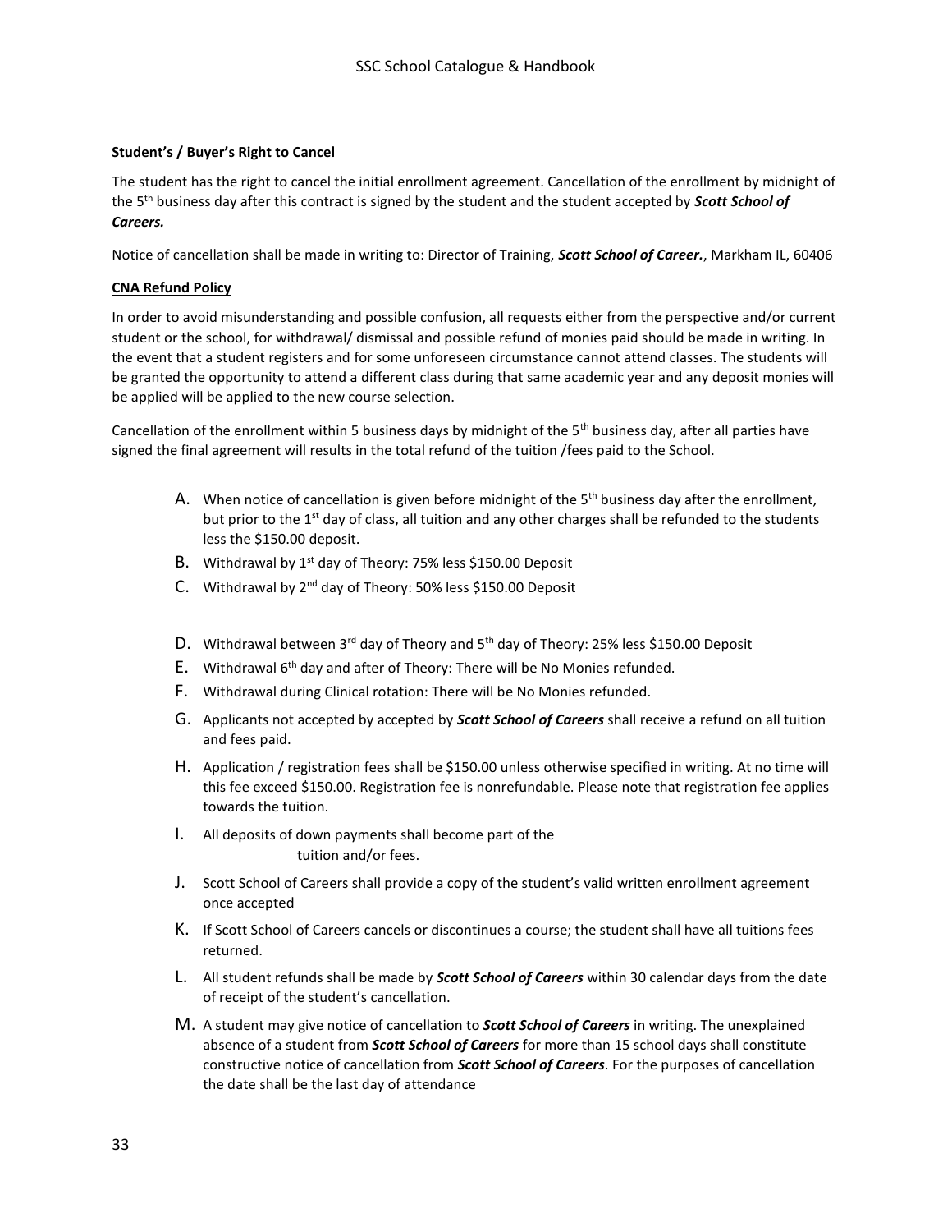**Student's / Buyer's Right to Cancel**

The student has the right to cancel the initial enrollment agreement. Cancellation of the enrollment by midnight of the 5th business day after this contract is signed by the student and the student accepted by ***Scott School of Careers.***

Notice of cancellation shall be made in writing to: Director of Training, ***Scott School of Career.***, Markham IL, 60406

**CNA Refund Policy**

In order to avoid misunderstanding and possible confusion, all requests either from the perspective and/or current student or the school, for withdrawal/ dismissal and possible refund of monies paid should be made in writing. In the event that a student registers and for some unforeseen circumstance cannot attend classes. The students will be granted the opportunity to attend a different class during that same academic year and any deposit monies will be applied will be applied to the new course selection.

Cancellation of the enrollment within 5 business days by midnight of the 5th business day, after all parties have signed the final agreement will results in the total refund of the tuition /fees paid to the School.

A. When notice of cancellation is given before midnight of the 5th business day after the enrollment, but prior to the 1st day of class, all tuition and any other charges shall be refunded to the students less the $150.00 deposit.
B. Withdrawal by 1st day of Theory: 75% less $150.00 Deposit
C. Withdrawal by 2nd day of Theory: 50% less $150.00 Deposit
D. Withdrawal between 3rd day of Theory and 5th day of Theory: 25% less $150.00 Deposit
E. Withdrawal 6th day and after of Theory: There will be No Monies refunded.
F. Withdrawal during Clinical rotation: There will be No Monies refunded.
G. Applicants not accepted by accepted by ***Scott School of Careers*** shall receive a refund on all tuition and fees paid.
H. Application / registration fees shall be $150.00 unless otherwise specified in writing. At no time will this fee exceed $150.00. Registration fee is nonrefundable. Please note that registration fee applies towards the tuition.
I. All deposits of down payments shall become part of the tuition and/or fees.
J. Scott School of Careers shall provide a copy of the student's valid written enrollment agreement once accepted
K. If Scott School of Careers cancels or discontinues a course; the student shall have all tuitions fees returned.
L. All student refunds shall be made by ***Scott School of Careers*** within 30 calendar days from the date of receipt of the student's cancellation.
M. A student may give notice of cancellation to ***Scott School of Careers*** in writing. The unexplained absence of a student from ***Scott School of Careers*** for more than 15 school days shall constitute constructive notice of cancellation from ***Scott School of Careers***. For the purposes of cancellation the date shall be the last day of attendance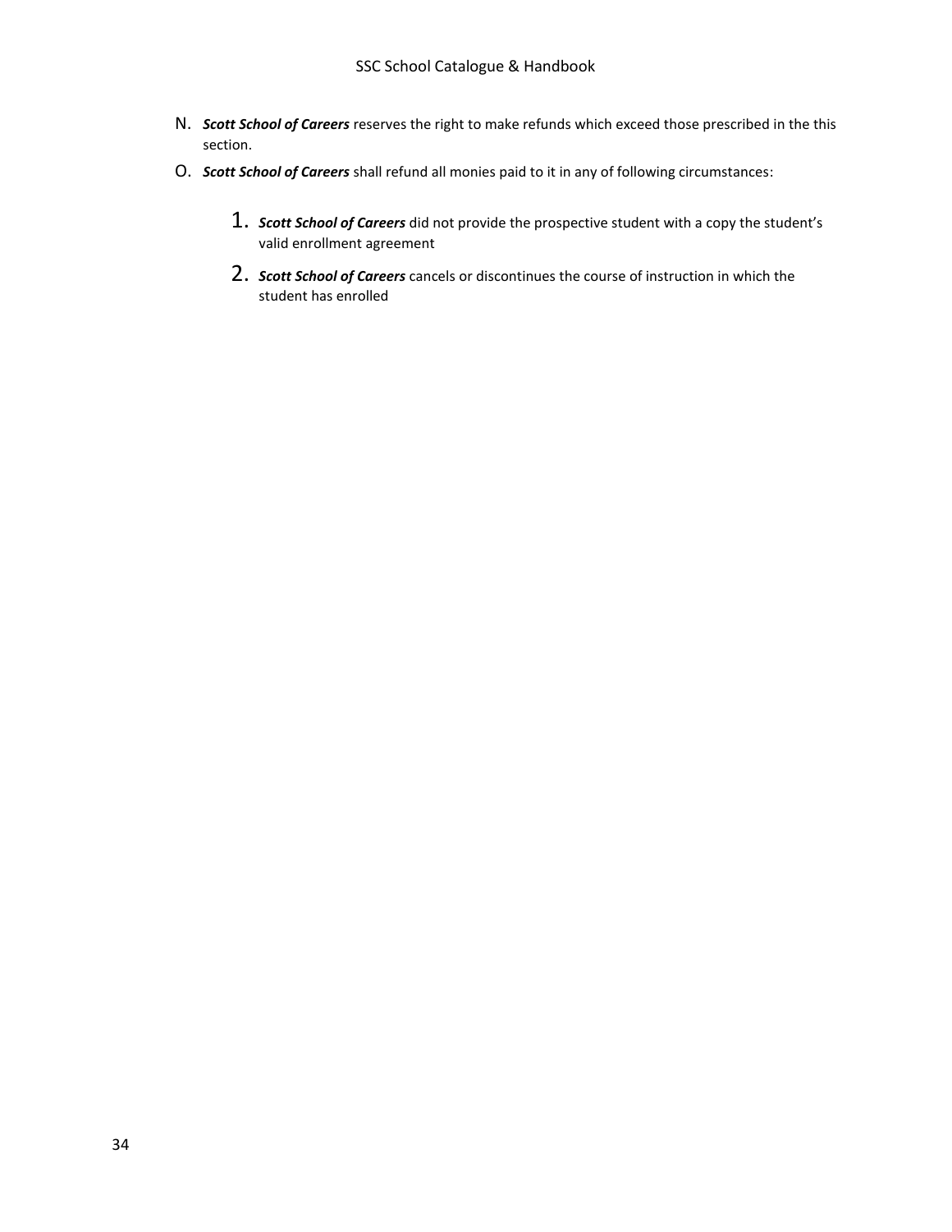N. ***Scott School of Careers*** reserves the right to make refunds which exceed those prescribed in the this section.

O. ***Scott School of Careers*** shall refund all monies paid to it in any of following circumstances:

1. ***Scott School of Careers*** did not provide the prospective student with a copy the student's valid enrollment agreement
2. ***Scott School of Careers*** cancels or discontinues the course of instruction in which the student has enrolled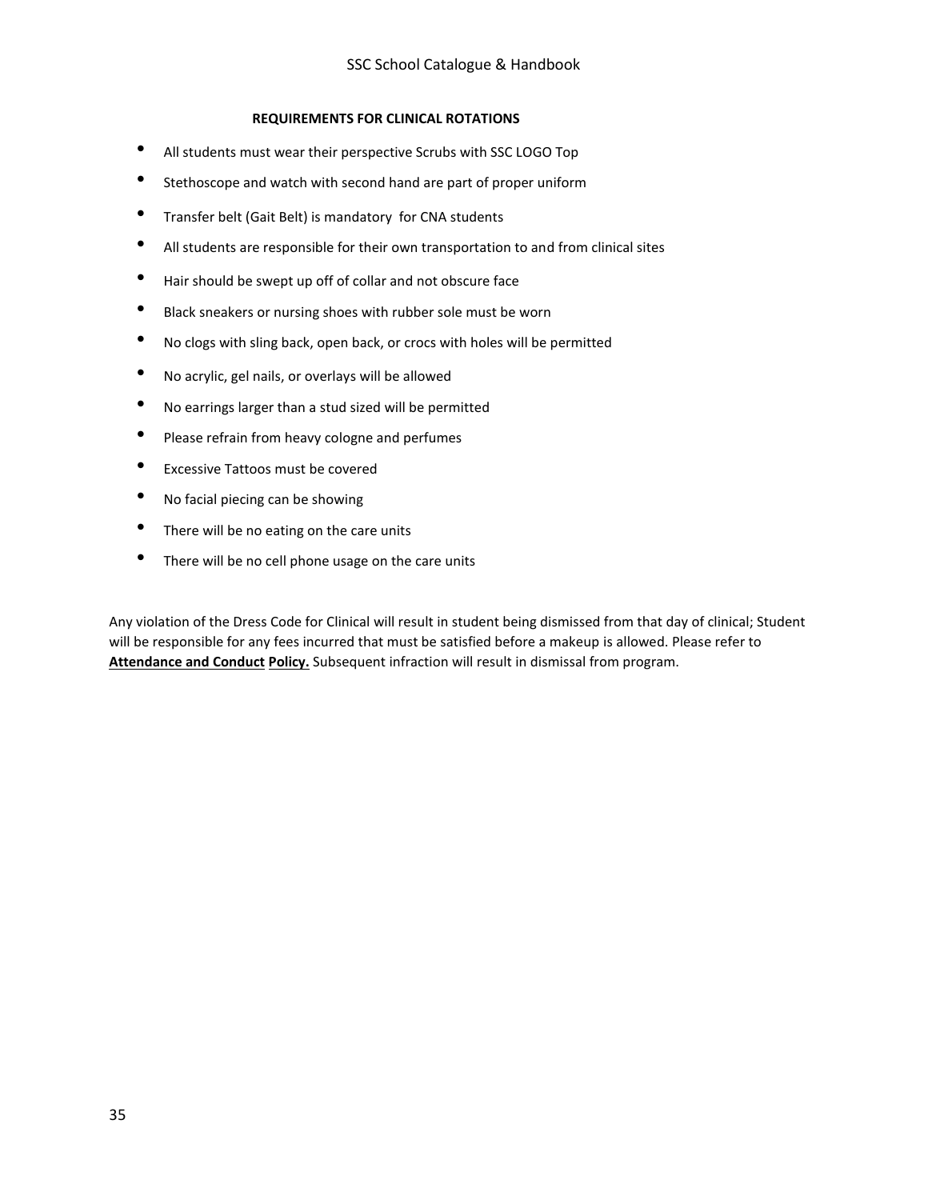## REQUIREMENTS FOR CLINICAL ROTATIONS

- All students must wear their perspective Scrubs with SSC LOGO Top
- Stethoscope and watch with second hand are part of proper uniform
- Transfer belt (Gait Belt) is mandatory for CNA students
- All students are responsible for their own transportation to and from clinical sites
- Hair should be swept up off of collar and not obscure face
- Black sneakers or nursing shoes with rubber sole must be worn
- No clogs with sling back, open back, or crocs with holes will be permitted
- No acrylic, gel nails, or overlays will be allowed
- No earrings larger than a stud sized will be permitted
- Please refrain from heavy cologne and perfumes
- Excessive Tattoos must be covered
- No facial piecing can be showing
- There will be no eating on the care units
- There will be no cell phone usage on the care units

Any violation of the Dress Code for Clinical will result in student being dismissed from that day of clinical; Student will be responsible for any fees incurred that must be satisfied before a makeup is allowed. Please refer to **Attendance and Conduct** **Policy.** Subsequent infraction will result in dismissal from program.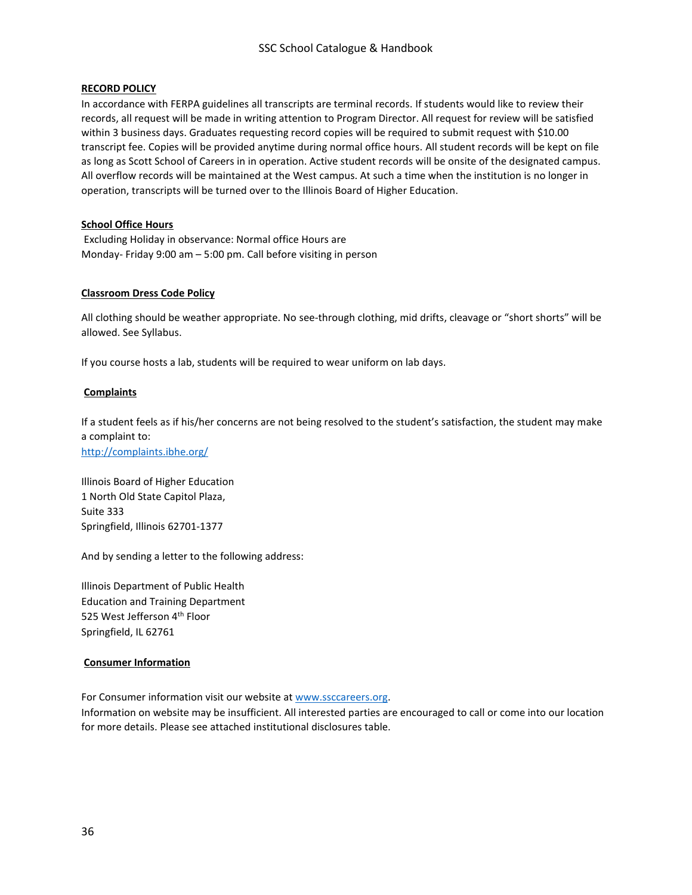**RECORD POLICY**

In accordance with FERPA guidelines all transcripts are terminal records. If students would like to review their records, all request will be made in writing attention to Program Director. All request for review will be satisfied within 3 business days. Graduates requesting record copies will be required to submit request with $10.00 transcript fee. Copies will be provided anytime during normal office hours. All student records will be kept on file as long as Scott School of Careers in in operation. Active student records will be onsite of the designated campus. All overflow records will be maintained at the West campus. At such a time when the institution is no longer in operation, transcripts will be turned over to the Illinois Board of Higher Education.

**School Office Hours**

Excluding Holiday in observance: Normal office Hours are
Monday- Friday 9:00 am – 5:00 pm. Call before visiting in person

**Classroom Dress Code Policy**

All clothing should be weather appropriate. No see-through clothing, mid drifts, cleavage or "short shorts" will be allowed. See Syllabus.

If you course hosts a lab, students will be required to wear uniform on lab days.

**Complaints**

If a student feels as if his/her concerns are not being resolved to the student's satisfaction, the student may make a complaint to:
http://complaints.ibhe.org/

Illinois Board of Higher Education
1 North Old State Capitol Plaza,
Suite 333
Springfield, Illinois 62701-1377

And by sending a letter to the following address:

Illinois Department of Public Health
Education and Training Department
525 West Jefferson 4th Floor
Springfield, IL 62761

**Consumer Information**

For Consumer information visit our website at www.ssccareers.org.
Information on website may be insufficient. All interested parties are encouraged to call or come into our location for more details. Please see attached institutional disclosures table.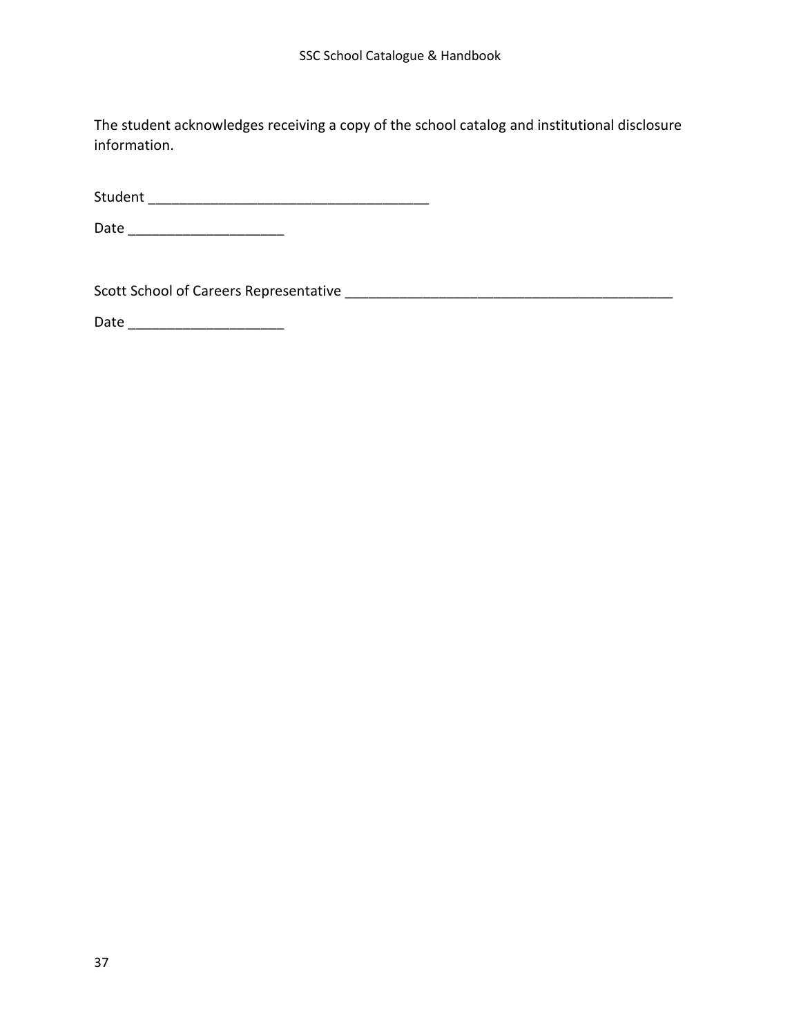The student acknowledges receiving a copy of the school catalog and institutional disclosure information.

Student ____________________________________

Date ____________________

Scott School of Careers Representative ___________________________________________

Date ____________________